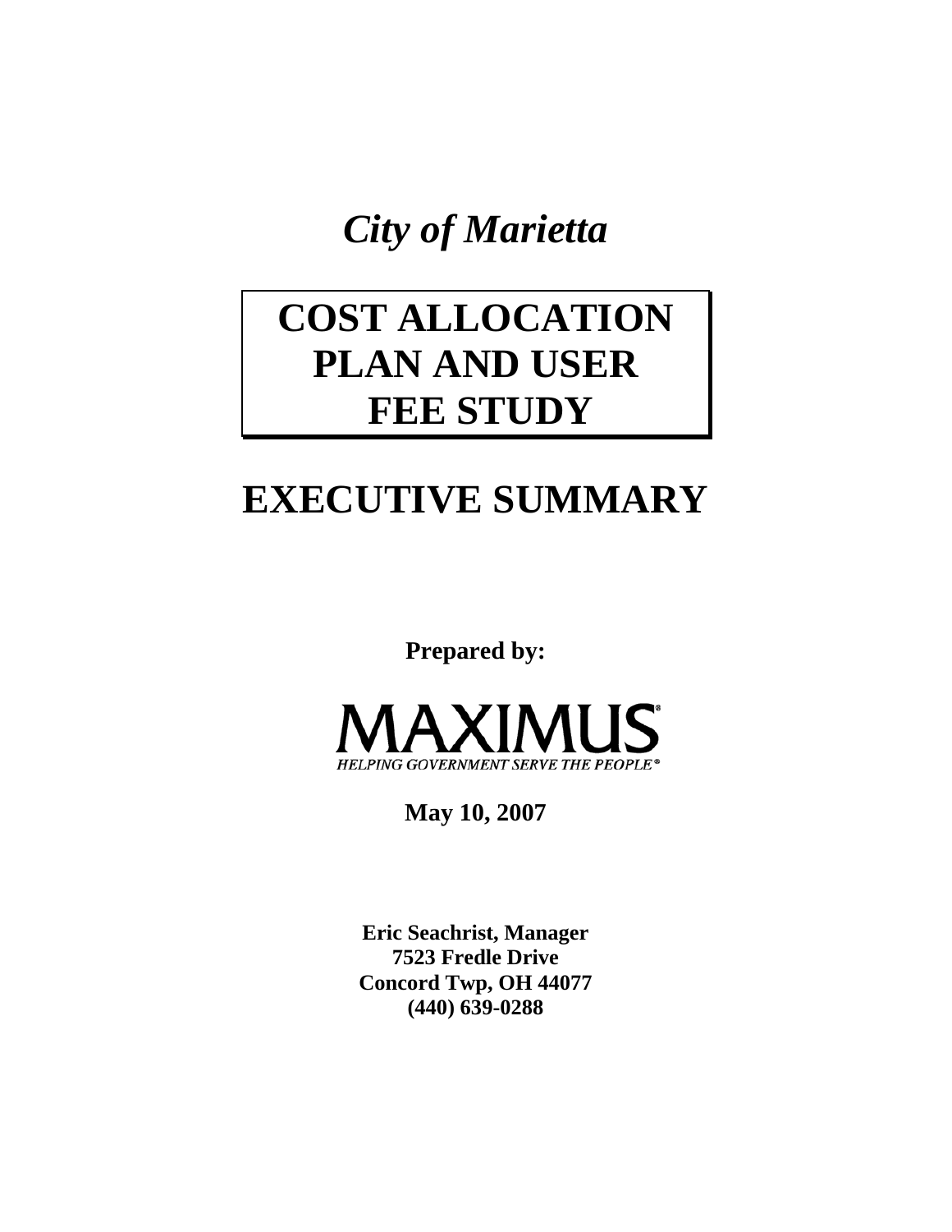*City of Marietta*

# COST ALLOCATION PLAN AND USER FEE STUDY

# EXECUTIVE SUMMARY

**Prepared by:**

MAXIMUS

*HELPING GOVERNMENT SERVE THE PEOPLE®*

**May 10, 2007**

**Eric Seachrist, Manager**
**7523 Fredle Drive**
**Concord Twp, OH 44077**
**(440) 639-0288**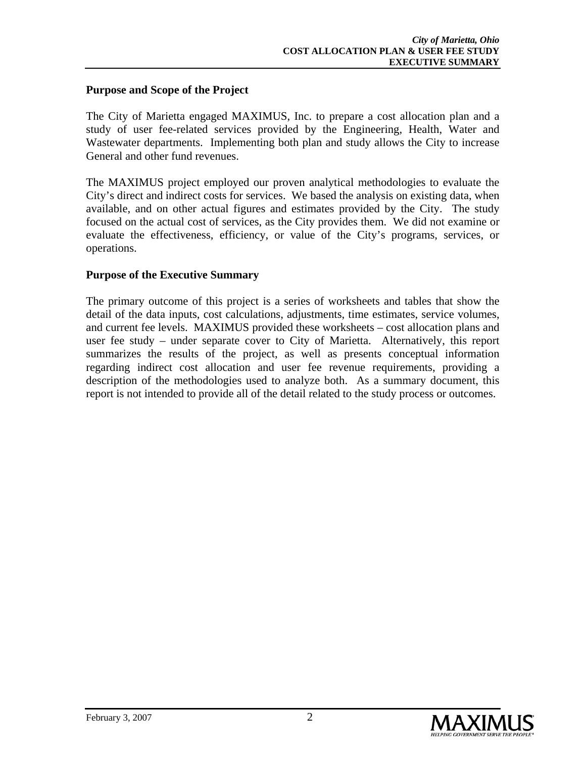## Purpose and Scope of the Project

The City of Marietta engaged MAXIMUS, Inc. to prepare a cost allocation plan and a study of user fee-related services provided by the Engineering, Health, Water and Wastewater departments. Implementing both plan and study allows the City to increase General and other fund revenues.

The MAXIMUS project employed our proven analytical methodologies to evaluate the City's direct and indirect costs for services. We based the analysis on existing data, when available, and on other actual figures and estimates provided by the City. The study focused on the actual cost of services, as the City provides them. We did not examine or evaluate the effectiveness, efficiency, or value of the City's programs, services, or operations.

## Purpose of the Executive Summary

The primary outcome of this project is a series of worksheets and tables that show the detail of the data inputs, cost calculations, adjustments, time estimates, service volumes, and current fee levels. MAXIMUS provided these worksheets – cost allocation plans and user fee study – under separate cover to City of Marietta. Alternatively, this report summarizes the results of the project, as well as presents conceptual information regarding indirect cost allocation and user fee revenue requirements, providing a description of the methodologies used to analyze both. As a summary document, this report is not intended to provide all of the detail related to the study process or outcomes.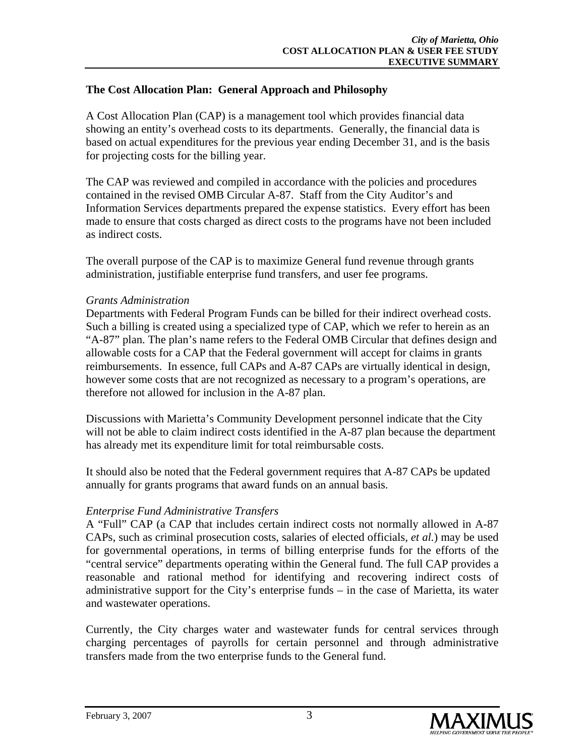## The Cost Allocation Plan: General Approach and Philosophy

A Cost Allocation Plan (CAP) is a management tool which provides financial data showing an entity's overhead costs to its departments. Generally, the financial data is based on actual expenditures for the previous year ending December 31, and is the basis for projecting costs for the billing year.

The CAP was reviewed and compiled in accordance with the policies and procedures contained in the revised OMB Circular A-87. Staff from the City Auditor's and Information Services departments prepared the expense statistics. Every effort has been made to ensure that costs charged as direct costs to the programs have not been included as indirect costs.

The overall purpose of the CAP is to maximize General fund revenue through grants administration, justifiable enterprise fund transfers, and user fee programs.

*Grants Administration*

Departments with Federal Program Funds can be billed for their indirect overhead costs. Such a billing is created using a specialized type of CAP, which we refer to herein as an "A-87" plan. The plan's name refers to the Federal OMB Circular that defines design and allowable costs for a CAP that the Federal government will accept for claims in grants reimbursements. In essence, full CAPs and A-87 CAPs are virtually identical in design, however some costs that are not recognized as necessary to a program's operations, are therefore not allowed for inclusion in the A-87 plan.

Discussions with Marietta's Community Development personnel indicate that the City will not be able to claim indirect costs identified in the A-87 plan because the department has already met its expenditure limit for total reimbursable costs.

It should also be noted that the Federal government requires that A-87 CAPs be updated annually for grants programs that award funds on an annual basis.

*Enterprise Fund Administrative Transfers*

A "Full" CAP (a CAP that includes certain indirect costs not normally allowed in A-87 CAPs, such as criminal prosecution costs, salaries of elected officials, *et al.*) may be used for governmental operations, in terms of billing enterprise funds for the efforts of the "central service" departments operating within the General fund. The full CAP provides a reasonable and rational method for identifying and recovering indirect costs of administrative support for the City's enterprise funds – in the case of Marietta, its water and wastewater operations.

Currently, the City charges water and wastewater funds for central services through charging percentages of payrolls for certain personnel and through administrative transfers made from the two enterprise funds to the General fund.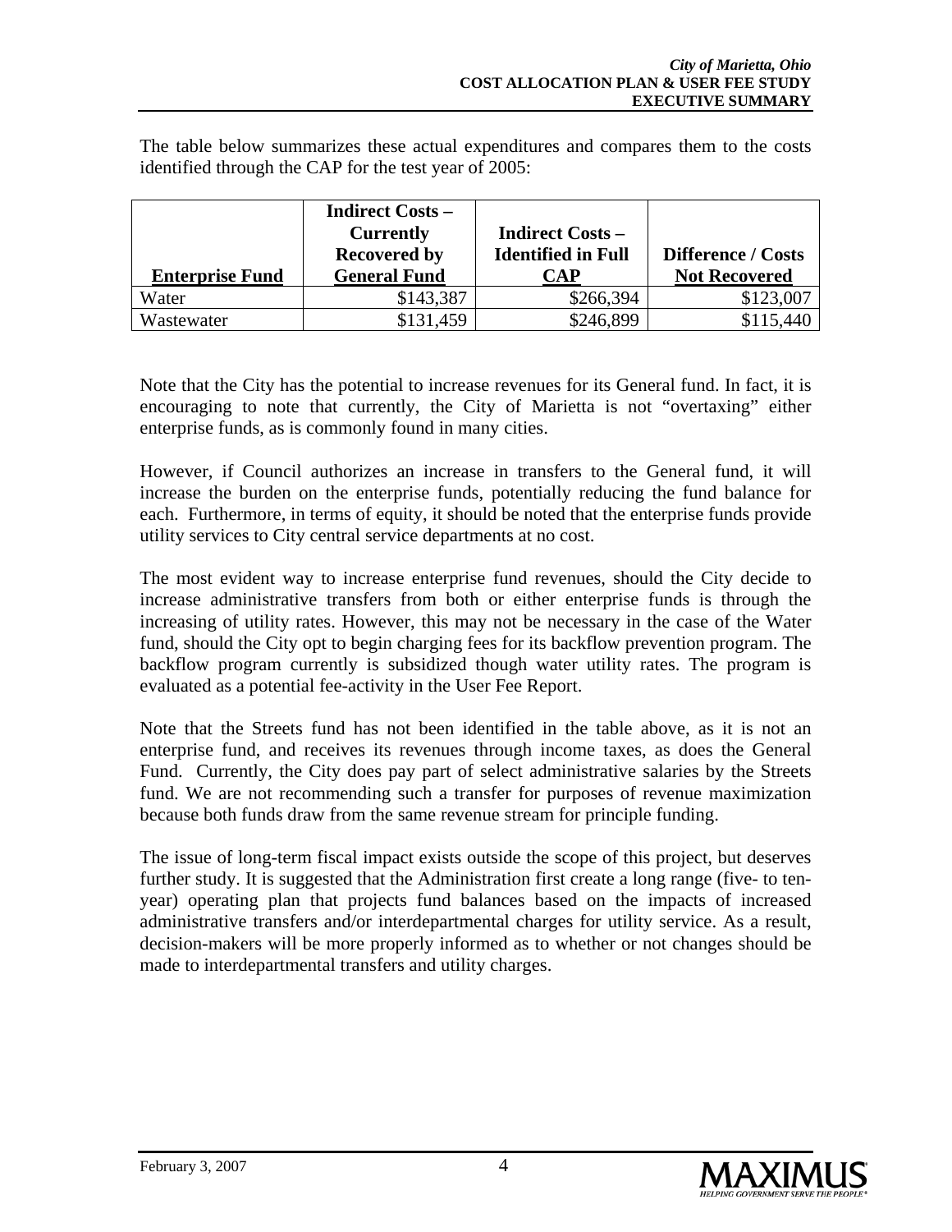The table below summarizes these actual expenditures and compares them to the costs identified through the CAP for the test year of 2005:

| Enterprise Fund | Indirect Costs – Currently Recovered by General Fund | Indirect Costs – Identified in Full CAP | Difference / Costs Not Recovered |
|---|---|---|---|
| Water | $143,387 | $266,394 | $123,007 |
| Wastewater | $131,459 | $246,899 | $115,440 |

Note that the City has the potential to increase revenues for its General fund. In fact, it is encouraging to note that currently, the City of Marietta is not "overtaxing" either enterprise funds, as is commonly found in many cities.

However, if Council authorizes an increase in transfers to the General fund, it will increase the burden on the enterprise funds, potentially reducing the fund balance for each. Furthermore, in terms of equity, it should be noted that the enterprise funds provide utility services to City central service departments at no cost.

The most evident way to increase enterprise fund revenues, should the City decide to increase administrative transfers from both or either enterprise funds is through the increasing of utility rates. However, this may not be necessary in the case of the Water fund, should the City opt to begin charging fees for its backflow prevention program. The backflow program currently is subsidized though water utility rates. The program is evaluated as a potential fee-activity in the User Fee Report.

Note that the Streets fund has not been identified in the table above, as it is not an enterprise fund, and receives its revenues through income taxes, as does the General Fund. Currently, the City does pay part of select administrative salaries by the Streets fund. We are not recommending such a transfer for purposes of revenue maximization because both funds draw from the same revenue stream for principle funding.

The issue of long-term fiscal impact exists outside the scope of this project, but deserves further study. It is suggested that the Administration first create a long range (five- to ten-year) operating plan that projects fund balances based on the impacts of increased administrative transfers and/or interdepartmental charges for utility service. As a result, decision-makers will be more properly informed as to whether or not changes should be made to interdepartmental transfers and utility charges.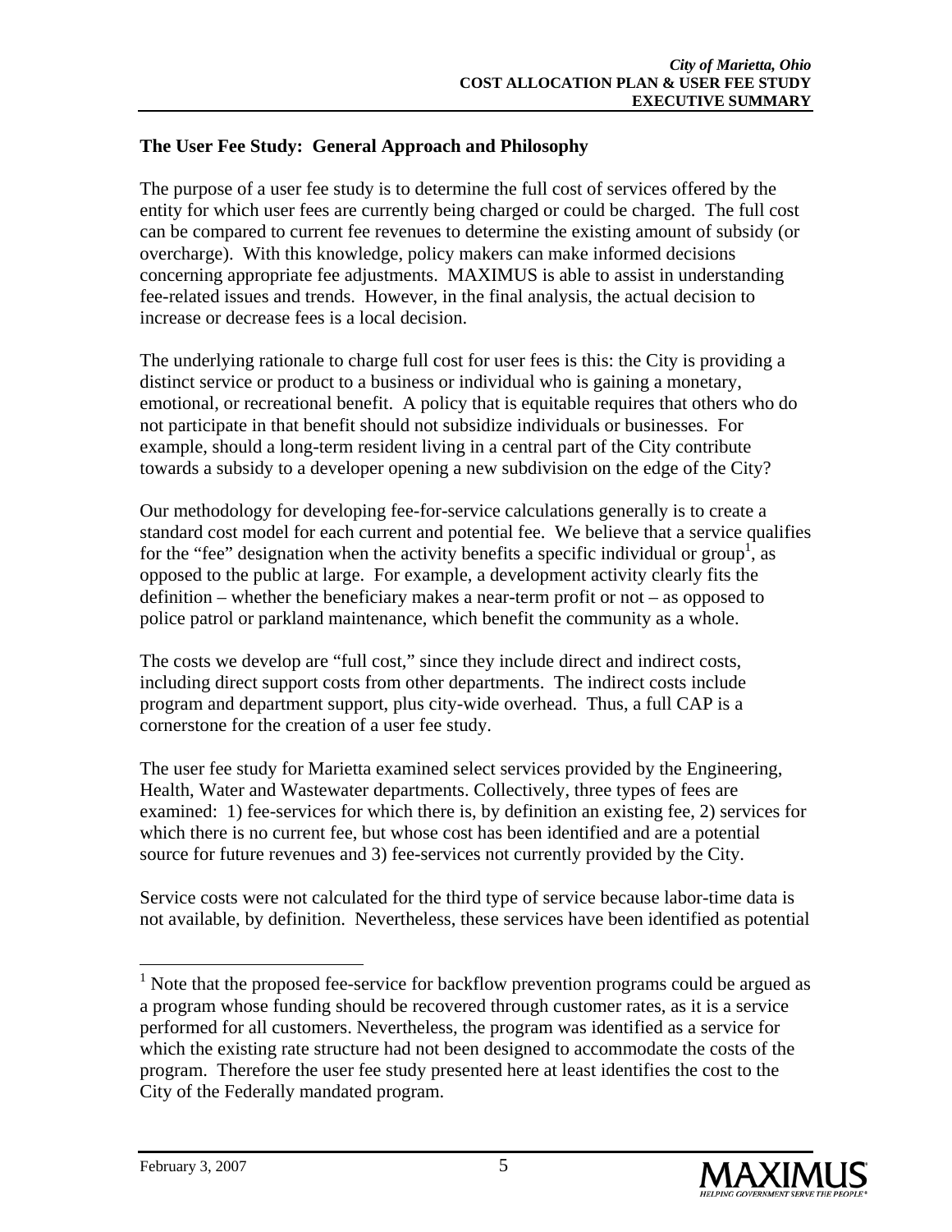## The User Fee Study: General Approach and Philosophy

The purpose of a user fee study is to determine the full cost of services offered by the entity for which user fees are currently being charged or could be charged. The full cost can be compared to current fee revenues to determine the existing amount of subsidy (or overcharge). With this knowledge, policy makers can make informed decisions concerning appropriate fee adjustments. MAXIMUS is able to assist in understanding fee-related issues and trends. However, in the final analysis, the actual decision to increase or decrease fees is a local decision.

The underlying rationale to charge full cost for user fees is this: the City is providing a distinct service or product to a business or individual who is gaining a monetary, emotional, or recreational benefit. A policy that is equitable requires that others who do not participate in that benefit should not subsidize individuals or businesses. For example, should a long-term resident living in a central part of the City contribute towards a subsidy to a developer opening a new subdivision on the edge of the City?

Our methodology for developing fee-for-service calculations generally is to create a standard cost model for each current and potential fee. We believe that a service qualifies for the "fee" designation when the activity benefits a specific individual or group[1], as opposed to the public at large. For example, a development activity clearly fits the definition – whether the beneficiary makes a near-term profit or not – as opposed to police patrol or parkland maintenance, which benefit the community as a whole.

The costs we develop are "full cost," since they include direct and indirect costs, including direct support costs from other departments. The indirect costs include program and department support, plus city-wide overhead. Thus, a full CAP is a cornerstone for the creation of a user fee study.

The user fee study for Marietta examined select services provided by the Engineering, Health, Water and Wastewater departments. Collectively, three types of fees are examined: 1) fee-services for which there is, by definition an existing fee, 2) services for which there is no current fee, but whose cost has been identified and are a potential source for future revenues and 3) fee-services not currently provided by the City.

Service costs were not calculated for the third type of service because labor-time data is not available, by definition. Nevertheless, these services have been identified as potential

[1] Note that the proposed fee-service for backflow prevention programs could be argued as a program whose funding should be recovered through customer rates, as it is a service performed for all customers. Nevertheless, the program was identified as a service for which the existing rate structure had not been designed to accommodate the costs of the program. Therefore the user fee study presented here at least identifies the cost to the City of the Federally mandated program.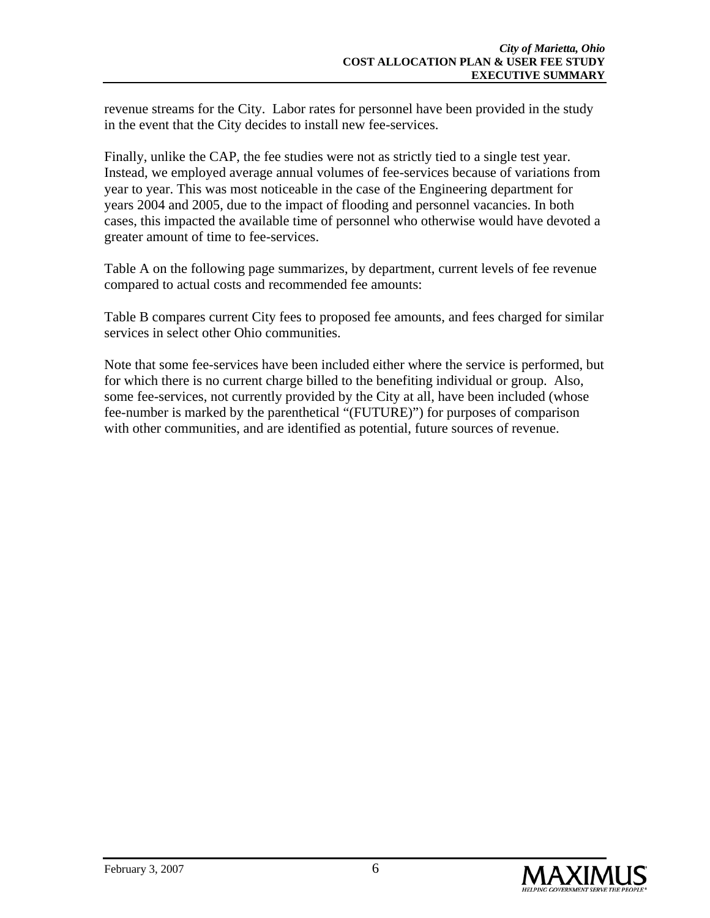revenue streams for the City. Labor rates for personnel have been provided in the study in the event that the City decides to install new fee-services.

Finally, unlike the CAP, the fee studies were not as strictly tied to a single test year. Instead, we employed average annual volumes of fee-services because of variations from year to year. This was most noticeable in the case of the Engineering department for years 2004 and 2005, due to the impact of flooding and personnel vacancies. In both cases, this impacted the available time of personnel who otherwise would have devoted a greater amount of time to fee-services.

Table A on the following page summarizes, by department, current levels of fee revenue compared to actual costs and recommended fee amounts:

Table B compares current City fees to proposed fee amounts, and fees charged for similar services in select other Ohio communities.

Note that some fee-services have been included either where the service is performed, but for which there is no current charge billed to the benefiting individual or group. Also, some fee-services, not currently provided by the City at all, have been included (whose fee-number is marked by the parenthetical "(FUTURE)") for purposes of comparison with other communities, and are identified as potential, future sources of revenue.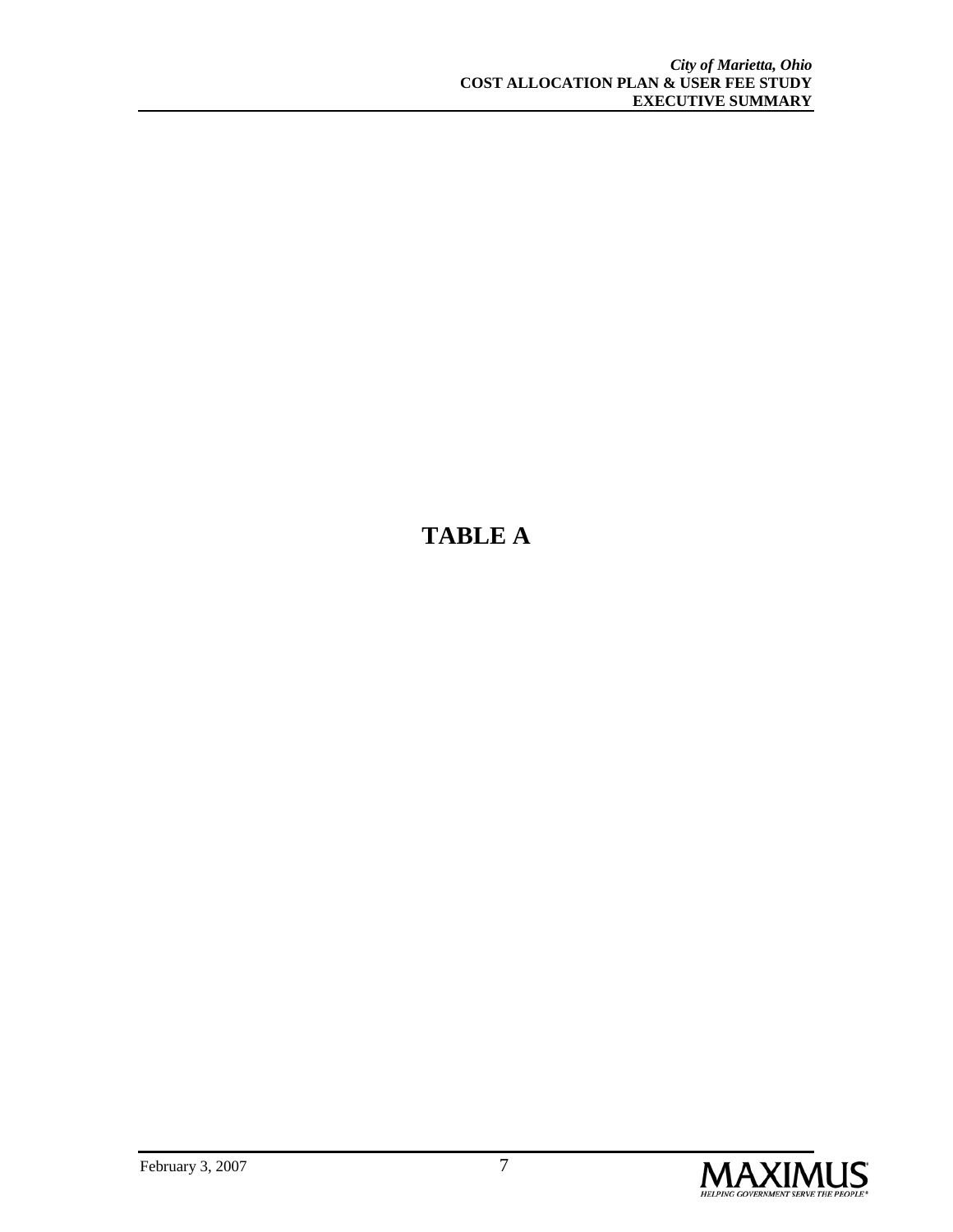# TABLE A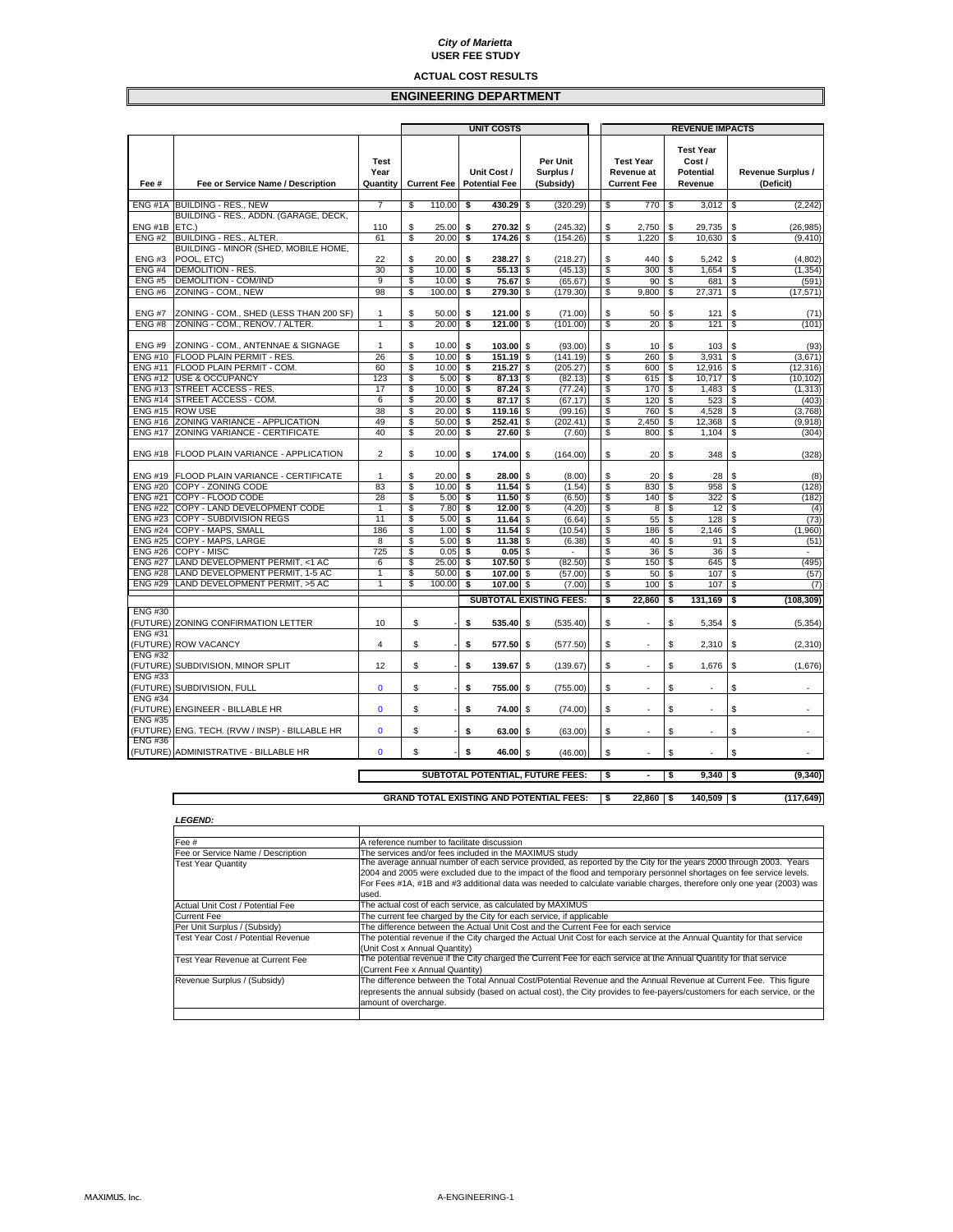*City of Marietta*
**USER FEE STUDY**

**ACTUAL COST RESULTS**

## ENGINEERING DEPARTMENT

| | | | UNIT COSTS | | | REVENUE IMPACTS | | |
|---|---|---|---|---|---|---|---|---|
| Fee # | Fee or Service Name / Description | Test Year Quantity | Current Fee | Unit Cost / Potential Fee | Per Unit Surplus / (Subsidy) | Test Year Revenue at Current Fee | Test Year Cost / Potential Revenue | Revenue Surplus / (Deficit) |
| ENG #1A | BUILDING - RES., NEW | 7 | $ 110.00 | $ 430.29 | $ (320.29) | $ 770 | $ 3,012 | $ (2,242) |
| ENG #1B | BUILDING - RES., ADDN. (GARAGE, DECK, ETC.) | 110 | $ 25.00 | $ 270.32 | $ (245.32) | $ 2,750 | $ 29,735 | $ (26,985) |
| ENG #2 | BUILDING - RES., ALTER. | 61 | $ 20.00 | $ 174.26 | $ (154.26) | $ 1,220 | $ 10,630 | $ (9,410) |
| ENG #3 | BUILDING - MINOR (SHED, MOBILE HOME, POOL, ETC) | 22 | $ 20.00 | $ 238.27 | $ (218.27) | $ 440 | $ 5,242 | $ (4,802) |
| ENG #4 | DEMOLITION - RES. | 30 | $ 10.00 | $ 55.13 | $ (45.13) | $ 300 | $ 1,654 | $ (1,354) |
| ENG #5 | DEMOLITION - COM/IND | 9 | $ 10.00 | $ 75.67 | $ (65.67) | $ 90 | $ 681 | $ (591) |
| ENG #6 | ZONING - COM., NEW | 98 | $ 100.00 | $ 279.30 | $ (179.30) | $ 9,800 | $ 27,371 | $ (17,571) |
| ENG #7 | ZONING - COM., SHED (LESS THAN 200 SF) | 1 | $ 50.00 | $ 121.00 | $ (71.00) | $ 50 | $ 121 | $ (71) |
| ENG #8 | ZONING - COM., RENOV. / ALTER. | 1 | $ 20.00 | $ 121.00 | $ (101.00) | $ 20 | $ 121 | $ (101) |
| ENG #9 | ZONING - COM., ANTENNAE & SIGNAGE | 1 | $ 10.00 | $ 103.00 | $ (93.00) | $ 10 | $ 103 | $ (93) |
| ENG #10 | FLOOD PLAIN PERMIT - RES. | 26 | $ 10.00 | $ 151.19 | $ (141.19) | $ 260 | $ 3,931 | $ (3,671) |
| ENG #11 | FLOOD PLAIN PERMIT - COM. | 60 | $ 10.00 | $ 215.27 | $ (205.27) | $ 600 | $ 12,916 | $ (12,316) |
| ENG #12 | USE & OCCUPANCY | 123 | $ 5.00 | $ 87.13 | $ (82.13) | $ 615 | $ 10,717 | $ (10,102) |
| ENG #13 | STREET ACCESS - RES. | 17 | $ 10.00 | $ 87.24 | $ (77.24) | $ 170 | $ 1,483 | $ (1,313) |
| ENG #14 | STREET ACCESS - COM. | 6 | $ 20.00 | $ 87.17 | $ (67.17) | $ 120 | $ 523 | $ (403) |
| ENG #15 | ROW USE | 38 | $ 20.00 | $ 119.16 | $ (99.16) | $ 760 | $ 4,528 | $ (3,768) |
| ENG #16 | ZONING VARIANCE - APPLICATION | 49 | $ 50.00 | $ 252.41 | $ (202.41) | $ 2,450 | $ 12,368 | $ (9,918) |
| ENG #17 | ZONING VARIANCE - CERTIFICATE | 40 | $ 20.00 | $ 27.60 | $ (7.60) | $ 800 | $ 1,104 | $ (304) |
| ENG #18 | FLOOD PLAIN VARIANCE - APPLICATION | 2 | $ 10.00 | $ 174.00 | $ (164.00) | $ 20 | $ 348 | $ (328) |
| ENG #19 | FLOOD PLAIN VARIANCE - CERTIFICATE | 1 | $ 20.00 | $ 28.00 | $ (8.00) | $ 20 | $ 28 | $ (8) |
| ENG #20 | COPY - ZONING CODE | 83 | $ 10.00 | $ 11.54 | $ (1.54) | $ 830 | $ 958 | $ (128) |
| ENG #21 | COPY - FLOOD CODE | 28 | $ 5.00 | $ 11.50 | $ (6.50) | $ 140 | $ 322 | $ (182) |
| ENG #22 | COPY - LAND DEVELOPMENT CODE | 1 | $ 7.80 | $ 12.00 | $ (4.20) | $ 8 | $ 12 | $ (4) |
| ENG #23 | COPY - SUBDIVISION REGS | 11 | $ 5.00 | $ 11.64 | $ (6.64) | $ 55 | $ 128 | $ (73) |
| ENG #24 | COPY - MAPS, SMALL | 186 | $ 1.00 | $ 11.54 | $ (10.54) | $ 186 | $ 2,146 | $ (1,960) |
| ENG #25 | COPY - MAPS, LARGE | 8 | $ 5.00 | $ 11.38 | $ (6.38) | $ 40 | $ 91 | $ (51) |
| ENG #26 | COPY - MISC | 725 | $ 0.05 | $ 0.05 | $ - | $ 36 | $ 36 | $ - |
| ENG #27 | LAND DEVELOPMENT PERMIT, <1 AC | 6 | $ 25.00 | $ 107.50 | $ (82.50) | $ 150 | $ 645 | $ (495) |
| ENG #28 | LAND DEVELOPMENT PERMIT, 1-5 AC | 1 | $ 50.00 | $ 107.00 | $ (57.00) | $ 50 | $ 107 | $ (57) |
| ENG #29 | LAND DEVELOPMENT PERMIT, >5 AC | 1 | $ 100.00 | $ 107.00 | $ (7.00) | $ 100 | $ 107 | $ (7) |
| | | | | | **SUBTOTAL EXISTING FEES:** | **$ 22,860** | **$ 131,169** | **$ (108,309)** |
| ENG #30 (FUTURE) | ZONING CONFIRMATION LETTER | 10 | $ - | $ 535.40 | $ (535.40) | $ - | $ 5,354 | $ (5,354) |
| ENG #31 (FUTURE) | ROW VACANCY | 4 | $ - | $ 577.50 | $ (577.50) | $ - | $ 2,310 | $ (2,310) |
| ENG #32 (FUTURE) | SUBDIVISION, MINOR SPLIT | 12 | $ - | $ 139.67 | $ (139.67) | $ - | $ 1,676 | $ (1,676) |
| ENG #33 (FUTURE) | SUBDIVISION, FULL | 0 | $ - | $ 755.00 | $ (755.00) | $ - | $ - | $ - |
| ENG #34 (FUTURE) | ENGINEER - BILLABLE HR | 0 | $ - | $ 74.00 | $ (74.00) | $ - | $ - | $ - |
| ENG #35 (FUTURE) | ENG. TECH. (RVW / INSP) - BILLABLE HR | 0 | $ - | $ 63.00 | $ (63.00) | $ - | $ - | $ - |
| ENG #36 (FUTURE) | ADMINISTRATIVE - BILLABLE HR | 0 | $ - | $ 46.00 | $ (46.00) | $ - | $ - | $ - |
| | | | | | **SUBTOTAL POTENTIAL, FUTURE FEES:** | **$ -** | **$ 9,340** | **$ (9,340)** |
| | | | | | **GRAND TOTAL EXISTING AND POTENTIAL FEES:** | **$ 22,860** | **$ 140,509** | **$ (117,649)** |

***LEGEND:***

| | |
|---|---|
| Fee # | A reference number to facilitate discussion |
| Fee or Service Name / Description | The services and/or fees included in the MAXIMUS study |
| Test Year Quantity | The average annual number of each service provided, as reported by the City for the years 2000 through 2003. Years 2004 and 2005 were excluded due to the impact of the flood and temporary personnel shortages on fee service levels. For Fees #1A, #1B and #3 additional data was needed to calculate variable charges, therefore only one year (2003) was used. |
| Actual Unit Cost / Potential Fee | The actual cost of each service, as calculated by MAXIMUS |
| Current Fee | The current fee charged by the City for each service, if applicable |
| Per Unit Surplus / (Subsidy) | The difference between the Actual Unit Cost and the Current Fee for each service |
| Test Year Cost / Potential Revenue | The potential revenue if the City charged the Actual Unit Cost for each service at the Annual Quantity for that service (Unit Cost x Annual Quantity) |
| Test Year Revenue at Current Fee | The potential revenue if the City charged the Current Fee for each service at the Annual Quantity for that service (Current Fee x Annual Quantity) |
| Revenue Surplus / (Subsidy) | The difference between the Total Annual Cost/Potential Revenue and the Annual Revenue at Current Fee. This figure represents the annual subsidy (based on actual cost), the City provides to fee-payers/customers for each service, or the amount of overcharge. |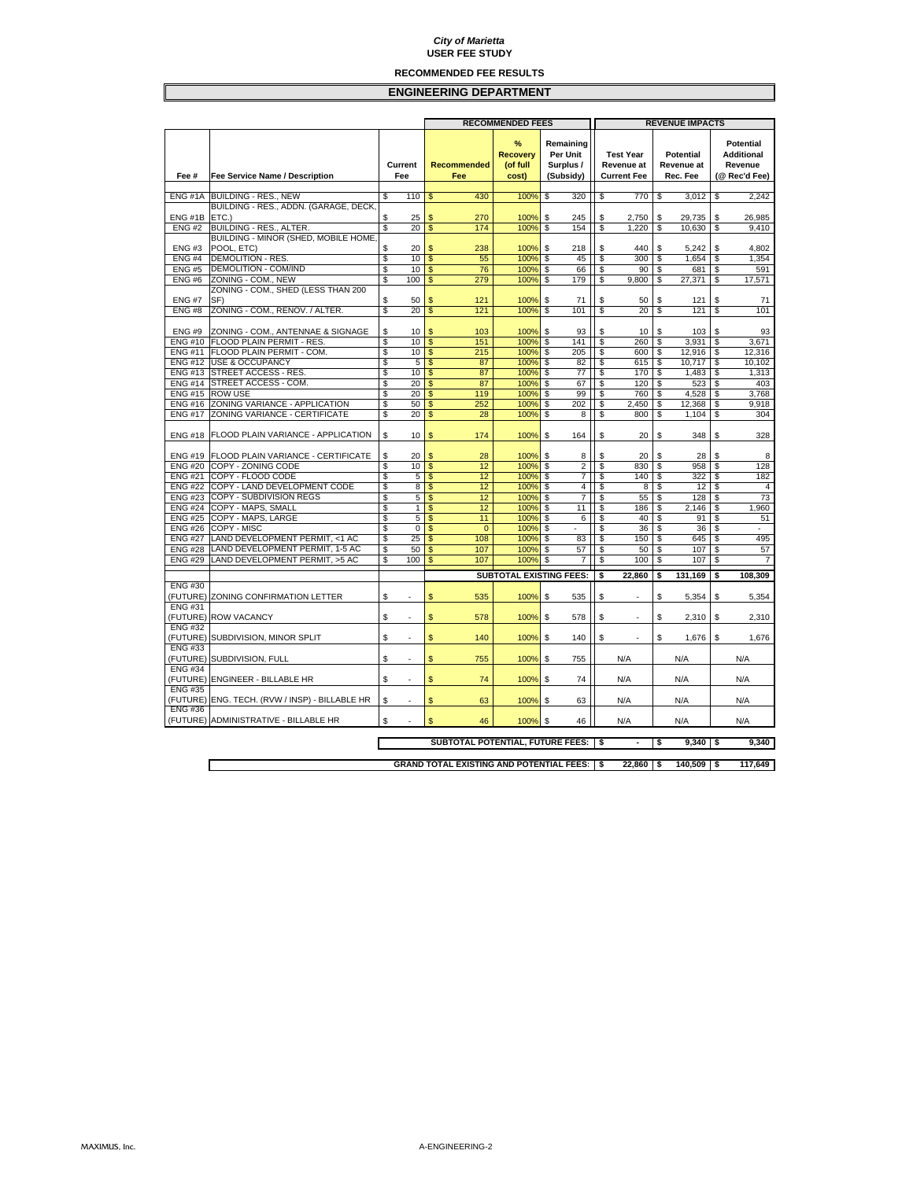*City of Marietta*
**USER FEE STUDY**

**RECOMMENDED FEE RESULTS**

## ENGINEERING DEPARTMENT

| Fee # | Fee Service Name / Description | Current Fee | RECOMMENDED FEES: Recommended Fee | % Recovery (of full cost) | Remaining Per Unit Surplus / (Subsidy) | REVENUE IMPACTS: Test Year Revenue at Current Fee | Potential Revenue at Rec. Fee | Potential Additional Revenue (@ Rec'd Fee) |
|---|---|---|---|---|---|---|---|---|
| ENG #1A | BUILDING - RES., NEW | $ 110 | $ 430 | 100% | $ 320 | $ 770 | $ 3,012 | $ 2,242 |
| ENG #1B | BUILDING - RES., ADDN. (GARAGE, DECK, ETC.) | $ 25 | $ 270 | 100% | $ 245 | $ 2,750 | $ 29,735 | $ 26,985 |
| ENG #2 | BUILDING - RES., ALTER. | $ 20 | $ 174 | 100% | $ 154 | $ 1,220 | $ 10,630 | $ 9,410 |
| ENG #3 | BUILDING - MINOR (SHED, MOBILE HOME, POOL, ETC) | $ 20 | $ 238 | 100% | $ 218 | $ 440 | $ 5,242 | $ 4,802 |
| ENG #4 | DEMOLITION - RES. | $ 10 | $ 55 | 100% | $ 45 | $ 300 | $ 1,654 | $ 1,354 |
| ENG #5 | DEMOLITION - COM/IND | $ 10 | $ 76 | 100% | $ 66 | $ 90 | $ 681 | $ 591 |
| ENG #6 | ZONING - COM., NEW | $ 100 | $ 279 | 100% | $ 179 | $ 9,800 | $ 27,371 | $ 17,571 |
| ENG #7 | ZONING - COM., SHED (LESS THAN 200 SF) | $ 50 | $ 121 | 100% | $ 71 | $ 50 | $ 121 | $ 71 |
| ENG #8 | ZONING - COM., RENOV. / ALTER. | $ 20 | $ 121 | 100% | $ 101 | $ 20 | $ 121 | $ 101 |
| ENG #9 | ZONING - COM., ANTENNAE & SIGNAGE | $ 10 | $ 103 | 100% | $ 93 | $ 10 | $ 103 | $ 93 |
| ENG #10 | FLOOD PLAIN PERMIT - RES. | $ 10 | $ 151 | 100% | $ 141 | $ 260 | $ 3,931 | $ 3,671 |
| ENG #11 | FLOOD PLAIN PERMIT - COM. | $ 10 | $ 215 | 100% | $ 205 | $ 600 | $ 12,916 | $ 12,316 |
| ENG #12 | USE & OCCUPANCY | $ 5 | $ 87 | 100% | $ 82 | $ 615 | $ 10,717 | $ 10,102 |
| ENG #13 | STREET ACCESS - RES. | $ 10 | $ 87 | 100% | $ 77 | $ 170 | $ 1,483 | $ 1,313 |
| ENG #14 | STREET ACCESS - COM. | $ 20 | $ 87 | 100% | $ 67 | $ 120 | $ 523 | $ 403 |
| ENG #15 | ROW USE | $ 20 | $ 119 | 100% | $ 99 | $ 760 | $ 4,528 | $ 3,768 |
| ENG #16 | ZONING VARIANCE - APPLICATION | $ 50 | $ 252 | 100% | $ 202 | $ 2,450 | $ 12,368 | $ 9,918 |
| ENG #17 | ZONING VARIANCE - CERTIFICATE | $ 20 | $ 28 | 100% | $ 8 | $ 800 | $ 1,104 | $ 304 |
| ENG #18 | FLOOD PLAIN VARIANCE - APPLICATION | $ 10 | $ 174 | 100% | $ 164 | $ 20 | $ 348 | $ 328 |
| ENG #19 | FLOOD PLAIN VARIANCE - CERTIFICATE | $ 20 | $ 28 | 100% | $ 8 | $ 20 | $ 28 | $ 8 |
| ENG #20 | COPY - ZONING CODE | $ 10 | $ 12 | 100% | $ 2 | $ 830 | $ 958 | $ 128 |
| ENG #21 | COPY - FLOOD CODE | $ 5 | $ 12 | 100% | $ 7 | $ 140 | $ 322 | $ 182 |
| ENG #22 | COPY - LAND DEVELOPMENT CODE | $ 8 | $ 12 | 100% | $ 4 | $ 8 | $ 12 | $ 4 |
| ENG #23 | COPY - SUBDIVISION REGS | $ 5 | $ 12 | 100% | $ 7 | $ 55 | $ 128 | $ 73 |
| ENG #24 | COPY - MAPS, SMALL | $ 1 | $ 12 | 100% | $ 11 | $ 186 | $ 2,146 | $ 1,960 |
| ENG #25 | COPY - MAPS, LARGE | $ 5 | $ 11 | 100% | $ 6 | $ 40 | $ 91 | $ 51 |
| ENG #26 | COPY - MISC | $ 0 | $ 0 | 100% | $ - | $ 36 | $ 36 | $ - |
| ENG #27 | LAND DEVELOPMENT PERMIT, <1 AC | $ 25 | $ 108 | 100% | $ 83 | $ 150 | $ 645 | $ 495 |
| ENG #28 | LAND DEVELOPMENT PERMIT, 1-5 AC | $ 50 | $ 107 | 100% | $ 57 | $ 50 | $ 107 | $ 57 |
| ENG #29 | LAND DEVELOPMENT PERMIT, >5 AC | $ 100 | $ 107 | 100% | $ 7 | $ 100 | $ 107 | $ 7 |
| | | | | **SUBTOTAL EXISTING FEES:** | | **$ 22,860** | **$ 131,169** | **$ 108,309** |
| ENG #30 (FUTURE) | ZONING CONFIRMATION LETTER | $ - | $ 535 | 100% | $ 535 | $ - | $ 5,354 | $ 5,354 |
| ENG #31 (FUTURE) | ROW VACANCY | $ - | $ 578 | 100% | $ 578 | $ - | $ 2,310 | $ 2,310 |
| ENG #32 (FUTURE) | SUBDIVISION, MINOR SPLIT | $ - | $ 140 | 100% | $ 140 | $ - | $ 1,676 | $ 1,676 |
| ENG #33 (FUTURE) | SUBDIVISION, FULL | $ - | $ 755 | 100% | $ 755 | N/A | N/A | N/A |
| ENG #34 (FUTURE) | ENGINEER - BILLABLE HR | $ - | $ 74 | 100% | $ 74 | N/A | N/A | N/A |
| ENG #35 (FUTURE) | ENG. TECH. (RVW / INSP) - BILLABLE HR | $ - | $ 63 | 100% | $ 63 | N/A | N/A | N/A |
| ENG #36 (FUTURE) | ADMINISTRATIVE - BILLABLE HR | $ - | $ 46 | 100% | $ 46 | N/A | N/A | N/A |
| | | | | **SUBTOTAL POTENTIAL, FUTURE FEES:** | | **$ -** | **$ 9,340** | **$ 9,340** |
| | | | | **GRAND TOTAL EXISTING AND POTENTIAL FEES:** | | **$ 22,860** | **$ 140,509** | **$ 117,649** |

MAXIMUS, Inc. A-ENGINEERING-2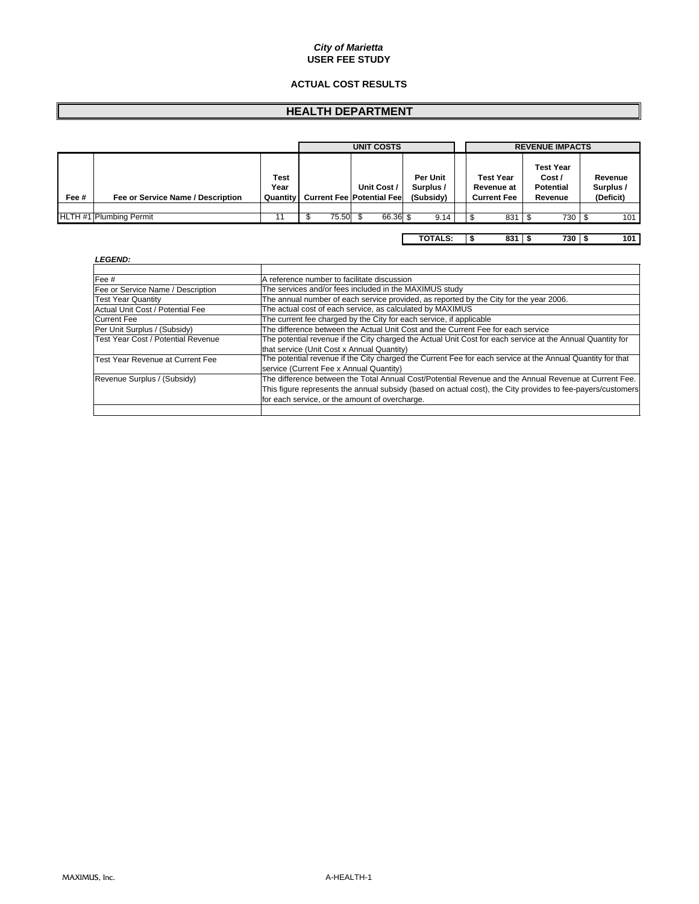*City of Marietta*
**USER FEE STUDY**

**ACTUAL COST RESULTS**

## HEALTH DEPARTMENT

| | | | UNIT COSTS | | | REVENUE IMPACTS | | |
|---|---|---|---|---|---|---|---|---|
| **Fee #** | **Fee or Service Name / Description** | **Test Year Quantity** | **Current Fee** | **Unit Cost / Potential Fee** | **Per Unit Surplus / (Subsidy)** | **Test Year Revenue at Current Fee** | **Test Year Cost / Potential Revenue** | **Revenue Surplus / (Deficit)** |
| HLTH #1 | Plumbing Permit | 11 | $ 75.50 | $ 66.36 | $ 9.14 | $ 831 | $ 730 | $ 101 |
| | | | | | **TOTALS:** | **$ 831** | **$ 730** | **$ 101** |

***LEGEND:***

| | |
|---|---|
| Fee # | A reference number to facilitate discussion |
| Fee or Service Name / Description | The services and/or fees included in the MAXIMUS study |
| Test Year Quantity | The annual number of each service provided, as reported by the City for the year 2006. |
| Actual Unit Cost / Potential Fee | The actual cost of each service, as calculated by MAXIMUS |
| Current Fee | The current fee charged by the City for each service, if applicable |
| Per Unit Surplus / (Subsidy) | The difference between the Actual Unit Cost and the Current Fee for each service |
| Test Year Cost / Potential Revenue | The potential revenue if the City charged the Actual Unit Cost for each service at the Annual Quantity for that service (Unit Cost x Annual Quantity) |
| Test Year Revenue at Current Fee | The potential revenue if the City charged the Current Fee for each service at the Annual Quantity for that service (Current Fee x Annual Quantity) |
| Revenue Surplus / (Subsidy) | The difference between the Total Annual Cost/Potential Revenue and the Annual Revenue at Current Fee. This figure represents the annual subsidy (based on actual cost), the City provides to fee-payers/customers for each service, or the amount of overcharge. |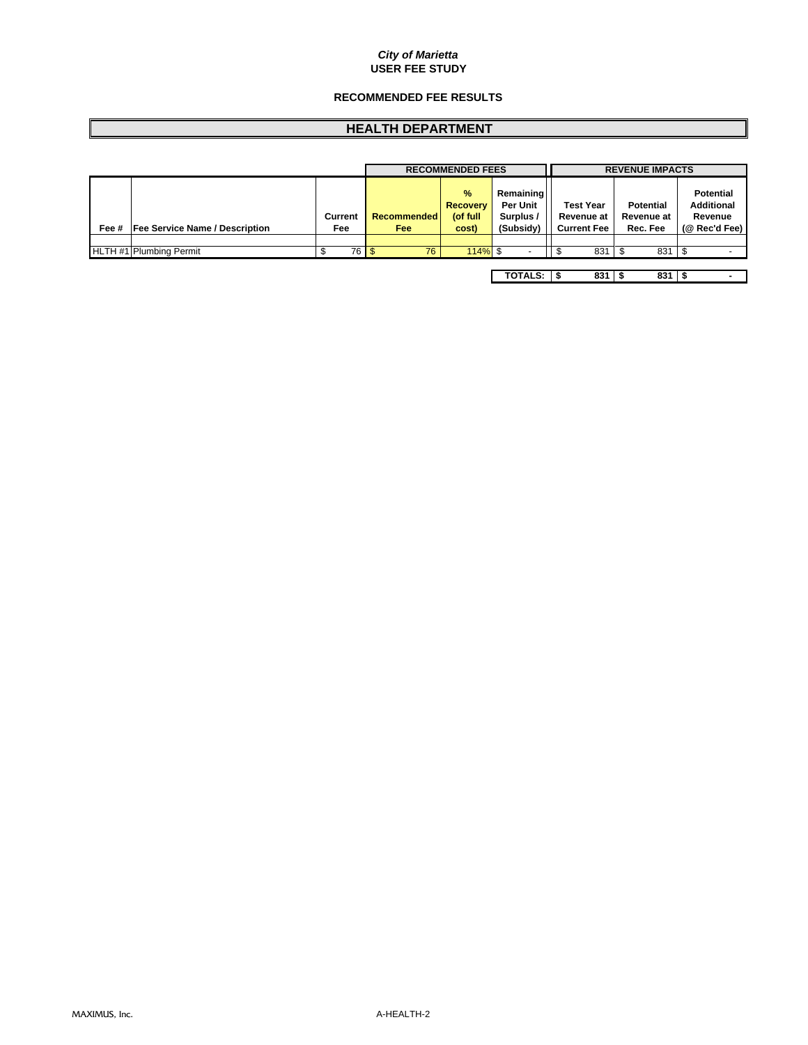*City of Marietta*
**USER FEE STUDY**

**RECOMMENDED FEE RESULTS**

## HEALTH DEPARTMENT

| | | | RECOMMENDED FEES | | | REVENUE IMPACTS | | |
|---|---|---|---|---|---|---|---|---|
| Fee # | Fee Service Name / Description | Current Fee | Recommended Fee | % Recovery (of full cost) | Remaining Per Unit Surplus / (Subsidy) | Test Year Revenue at Current Fee | Potential Revenue at Rec. Fee | Potential Additional Revenue (@ Rec'd Fee) |
| HLTH #1 | Plumbing Permit | $ 76 | $ 76 | 114% | $ - | $ 831 | $ 831 | $ - |
| | | | | | **TOTALS:** | **$ 831** | **$ 831** | **$ -** |

MAXIMUS, Inc.

A-HEALTH-2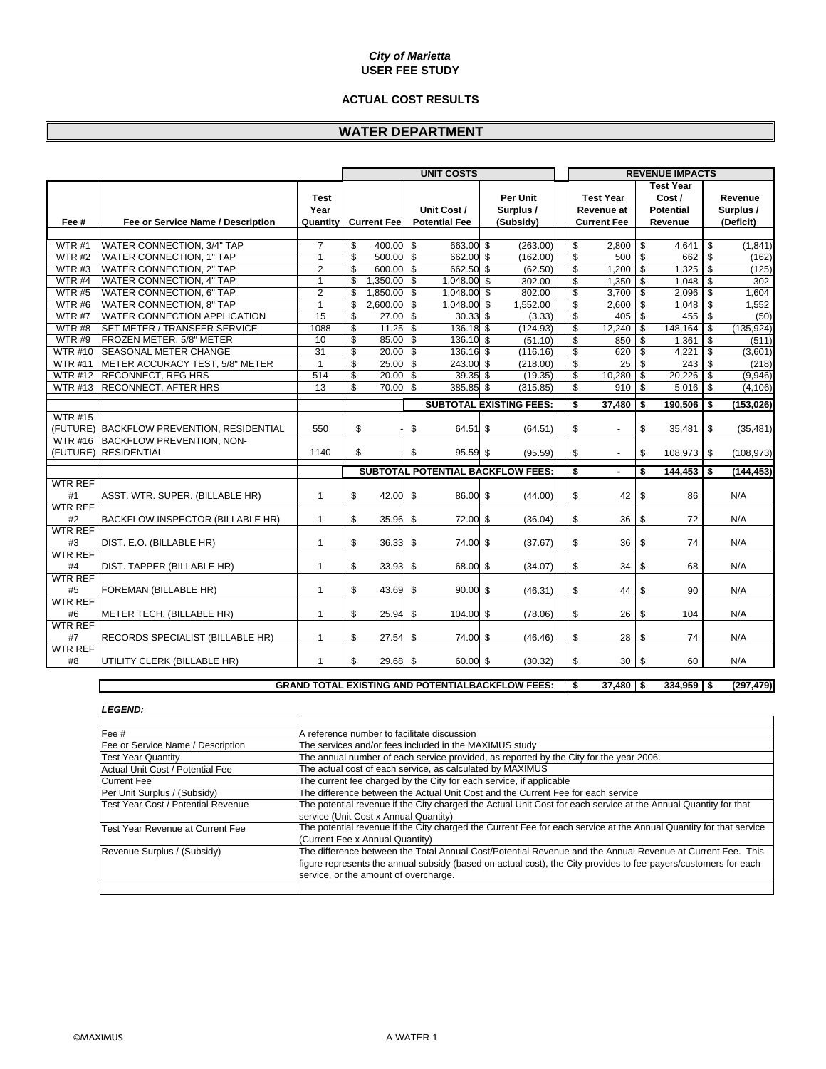*City of Marietta*
**USER FEE STUDY**

**ACTUAL COST RESULTS**

## WATER DEPARTMENT

| | | | UNIT COSTS | | | REVENUE IMPACTS | | |
|---|---|---|---|---|---|---|---|---|
| **Fee #** | **Fee or Service Name / Description** | **Test Year Quantity** | **Current Fee** | **Unit Cost / Potential Fee** | **Per Unit Surplus / (Subsidy)** | **Test Year Revenue at Current Fee** | **Test Year Cost / Potential Revenue** | **Revenue Surplus / (Deficit)** |
| WTR #1 | WATER CONNECTION, 3/4" TAP | 7 | $ 400.00 | $ 663.00 | $ (263.00) | $ 2,800 | $ 4,641 | $ (1,841) |
| WTR #2 | WATER CONNECTION, 1" TAP | 1 | $ 500.00 | $ 662.00 | $ (162.00) | $ 500 | $ 662 | $ (162) |
| WTR #3 | WATER CONNECTION, 2" TAP | 2 | $ 600.00 | $ 662.50 | $ (62.50) | $ 1,200 | $ 1,325 | $ (125) |
| WTR #4 | WATER CONNECTION, 4" TAP | 1 | $ 1,350.00 | $ 1,048.00 | $ 302.00 | $ 1,350 | $ 1,048 | $ 302 |
| WTR #5 | WATER CONNECTION, 6" TAP | 2 | $ 1,850.00 | $ 1,048.00 | $ 802.00 | $ 3,700 | $ 2,096 | $ 1,604 |
| WTR #6 | WATER CONNECTION, 8" TAP | 1 | $ 2,600.00 | $ 1,048.00 | $ 1,552.00 | $ 2,600 | $ 1,048 | $ 1,552 |
| WTR #7 | WATER CONNECTION APPLICATION | 15 | $ 27.00 | $ 30.33 | $ (3.33) | $ 405 | $ 455 | $ (50) |
| WTR #8 | SET METER / TRANSFER SERVICE | 1088 | $ 11.25 | $ 136.18 | $ (124.93) | $ 12,240 | $ 148,164 | $ (135,924) |
| WTR #9 | FROZEN METER, 5/8" METER | 10 | $ 85.00 | $ 136.10 | $ (51.10) | $ 850 | $ 1,361 | $ (511) |
| WTR #10 | SEASONAL METER CHANGE | 31 | $ 20.00 | $ 136.16 | $ (116.16) | $ 620 | $ 4,221 | $ (3,601) |
| WTR #11 | METER ACCURACY TEST, 5/8" METER | 1 | $ 25.00 | $ 243.00 | $ (218.00) | $ 25 | $ 243 | $ (218) |
| WTR #12 | RECONNECT, REG HRS | 514 | $ 20.00 | $ 39.35 | $ (19.35) | $ 10,280 | $ 20,226 | $ (9,946) |
| WTR #13 | RECONNECT, AFTER HRS | 13 | $ 70.00 | $ 385.85 | $ (315.85) | $ 910 | $ 5,016 | $ (4,106) |
| | | | | **SUBTOTAL EXISTING FEES:** | | **$ 37,480** | **$ 190,506** | **$ (153,026)** |
| WTR #15 (FUTURE) | BACKFLOW PREVENTION, RESIDENTIAL | 550 | $ - | $ 64.51 | $ (64.51) | $ - | $ 35,481 | $ (35,481) |
| WTR #16 (FUTURE) | BACKFLOW PREVENTION, NON-RESIDENTIAL | 1140 | $ - | $ 95.59 | $ (95.59) | $ - | $ 108,973 | $ (108,973) |
| | | | | **SUBTOTAL POTENTIAL BACKFLOW FEES:** | | **$ -** | **$ 144,453** | **$ (144,453)** |
| WTR REF #1 | ASST. WTR. SUPER. (BILLABLE HR) | 1 | $ 42.00 | $ 86.00 | $ (44.00) | $ 42 | $ 86 | N/A |
| WTR REF #2 | BACKFLOW INSPECTOR (BILLABLE HR) | 1 | $ 35.96 | $ 72.00 | $ (36.04) | $ 36 | $ 72 | N/A |
| WTR REF #3 | DIST. E.O. (BILLABLE HR) | 1 | $ 36.33 | $ 74.00 | $ (37.67) | $ 36 | $ 74 | N/A |
| WTR REF #4 | DIST. TAPPER (BILLABLE HR) | 1 | $ 33.93 | $ 68.00 | $ (34.07) | $ 34 | $ 68 | N/A |
| WTR REF #5 | FOREMAN (BILLABLE HR) | 1 | $ 43.69 | $ 90.00 | $ (46.31) | $ 44 | $ 90 | N/A |
| WTR REF #6 | METER TECH. (BILLABLE HR) | 1 | $ 25.94 | $ 104.00 | $ (78.06) | $ 26 | $ 104 | N/A |
| WTR REF #7 | RECORDS SPECIALIST (BILLABLE HR) | 1 | $ 27.54 | $ 74.00 | $ (46.46) | $ 28 | $ 74 | N/A |
| WTR REF #8 | UTILITY CLERK (BILLABLE HR) | 1 | $ 29.68 | $ 60.00 | $ (30.32) | $ 30 | $ 60 | N/A |
| | | | | **GRAND TOTAL EXISTING AND POTENTIALBACKFLOW FEES:** | | **$ 37,480** | **$ 334,959** | **$ (297,479)** |

***LEGEND:***

| | |
|---|---|
| Fee # | A reference number to facilitate discussion |
| Fee or Service Name / Description | The services and/or fees included in the MAXIMUS study |
| Test Year Quantity | The annual number of each service provided, as reported by the City for the year 2006. |
| Actual Unit Cost / Potential Fee | The actual cost of each service, as calculated by MAXIMUS |
| Current Fee | The current fee charged by the City for each service, if applicable |
| Per Unit Surplus / (Subsidy) | The difference between the Actual Unit Cost and the Current Fee for each service |
| Test Year Cost / Potential Revenue | The potential revenue if the City charged the Actual Unit Cost for each service at the Annual Quantity for that service (Unit Cost x Annual Quantity) |
| Test Year Revenue at Current Fee | The potential revenue if the City charged the Current Fee for each service at the Annual Quantity for that service (Current Fee x Annual Quantity) |
| Revenue Surplus / (Subsidy) | The difference between the Total Annual Cost/Potential Revenue and the Annual Revenue at Current Fee. This figure represents the annual subsidy (based on actual cost), the City provides to fee-payers/customers for each service, or the amount of overcharge. |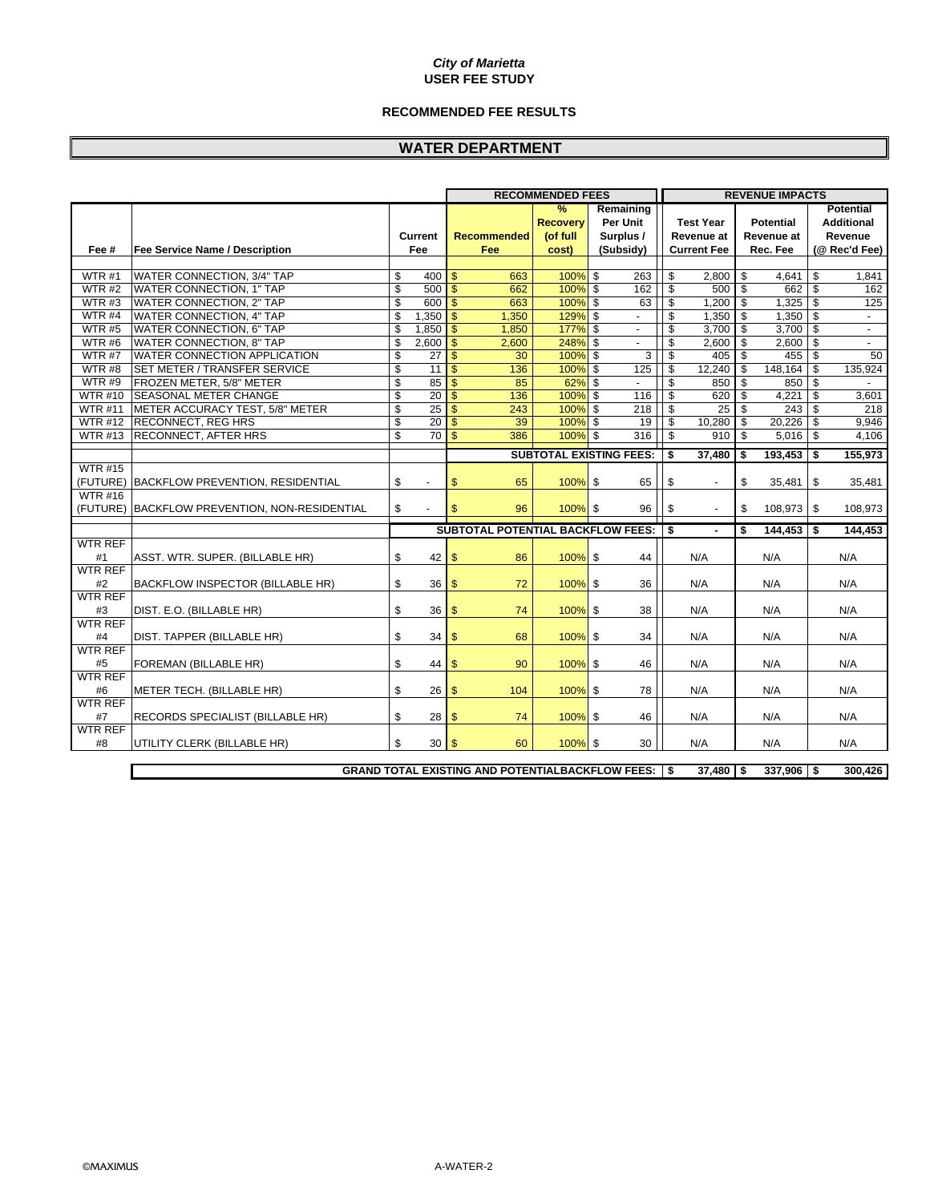*City of Marietta*
**USER FEE STUDY**

**RECOMMENDED FEE RESULTS**

## WATER DEPARTMENT

| | | | RECOMMENDED FEES | | | REVENUE IMPACTS | | |
|---|---|---|---|---|---|---|---|---|
| Fee # | Fee Service Name / Description | Current Fee | Recommended Fee | % Recovery (of full cost) | Remaining Per Unit Surplus / (Subsidy) | Test Year Revenue at Current Fee | Potential Revenue at Rec. Fee | Potential Additional Revenue (@ Rec'd Fee) |
| WTR #1 | WATER CONNECTION, 3/4" TAP | $ 400 | $ 663 | 100% | $ 263 | $ 2,800 | $ 4,641 | $ 1,841 |
| WTR #2 | WATER CONNECTION, 1" TAP | $ 500 | $ 662 | 100% | $ 162 | $ 500 | $ 662 | $ 162 |
| WTR #3 | WATER CONNECTION, 2" TAP | $ 600 | $ 663 | 100% | $ 63 | $ 1,200 | $ 1,325 | $ 125 |
| WTR #4 | WATER CONNECTION, 4" TAP | $ 1,350 | $ 1,350 | 129% | $ - | $ 1,350 | $ 1,350 | $ - |
| WTR #5 | WATER CONNECTION, 6" TAP | $ 1,850 | $ 1,850 | 177% | $ - | $ 3,700 | $ 3,700 | $ - |
| WTR #6 | WATER CONNECTION, 8" TAP | $ 2,600 | $ 2,600 | 248% | $ - | $ 2,600 | $ 2,600 | $ - |
| WTR #7 | WATER CONNECTION APPLICATION | $ 27 | $ 30 | 100% | $ 3 | $ 405 | $ 455 | $ 50 |
| WTR #8 | SET METER / TRANSFER SERVICE | $ 11 | $ 136 | 100% | $ 125 | $ 12,240 | $ 148,164 | $ 135,924 |
| WTR #9 | FROZEN METER, 5/8" METER | $ 85 | $ 85 | 62% | $ - | $ 850 | $ 850 | $ - |
| WTR #10 | SEASONAL METER CHANGE | $ 20 | $ 136 | 100% | $ 116 | $ 620 | $ 4,221 | $ 3,601 |
| WTR #11 | METER ACCURACY TEST, 5/8" METER | $ 25 | $ 243 | 100% | $ 218 | $ 25 | $ 243 | $ 218 |
| WTR #12 | RECONNECT, REG HRS | $ 20 | $ 39 | 100% | $ 19 | $ 10,280 | $ 20,226 | $ 9,946 |
| WTR #13 | RECONNECT, AFTER HRS | $ 70 | $ 386 | 100% | $ 316 | $ 910 | $ 5,016 | $ 4,106 |
| | | | | | **SUBTOTAL EXISTING FEES:** | **$ 37,480** | **$ 193,453** | **$ 155,973** |
| WTR #15 (FUTURE) | BACKFLOW PREVENTION, RESIDENTIAL | $ - | $ 65 | 100% | $ 65 | $ - | $ 35,481 | $ 35,481 |
| WTR #16 (FUTURE) | BACKFLOW PREVENTION, NON-RESIDENTIAL | $ - | $ 96 | 100% | $ 96 | $ - | $ 108,973 | $ 108,973 |
| | | | | | **SUBTOTAL POTENTIAL BACKFLOW FEES:** | **$ -** | **$ 144,453** | **$ 144,453** |
| WTR REF #1 | ASST. WTR. SUPER. (BILLABLE HR) | $ 42 | $ 86 | 100% | $ 44 | N/A | N/A | N/A |
| WTR REF #2 | BACKFLOW INSPECTOR (BILLABLE HR) | $ 36 | $ 72 | 100% | $ 36 | N/A | N/A | N/A |
| WTR REF #3 | DIST. E.O. (BILLABLE HR) | $ 36 | $ 74 | 100% | $ 38 | N/A | N/A | N/A |
| WTR REF #4 | DIST. TAPPER (BILLABLE HR) | $ 34 | $ 68 | 100% | $ 34 | N/A | N/A | N/A |
| WTR REF #5 | FOREMAN (BILLABLE HR) | $ 44 | $ 90 | 100% | $ 46 | N/A | N/A | N/A |
| WTR REF #6 | METER TECH. (BILLABLE HR) | $ 26 | $ 104 | 100% | $ 78 | N/A | N/A | N/A |
| WTR REF #7 | RECORDS SPECIALIST (BILLABLE HR) | $ 28 | $ 74 | 100% | $ 46 | N/A | N/A | N/A |
| WTR REF #8 | UTILITY CLERK (BILLABLE HR) | $ 30 | $ 60 | 100% | $ 30 | N/A | N/A | N/A |
| | | | | | **GRAND TOTAL EXISTING AND POTENTIALBACKFLOW FEES:** | **$ 37,480** | **$ 337,906** | **$ 300,426** |

©MAXIMUS A-WATER-2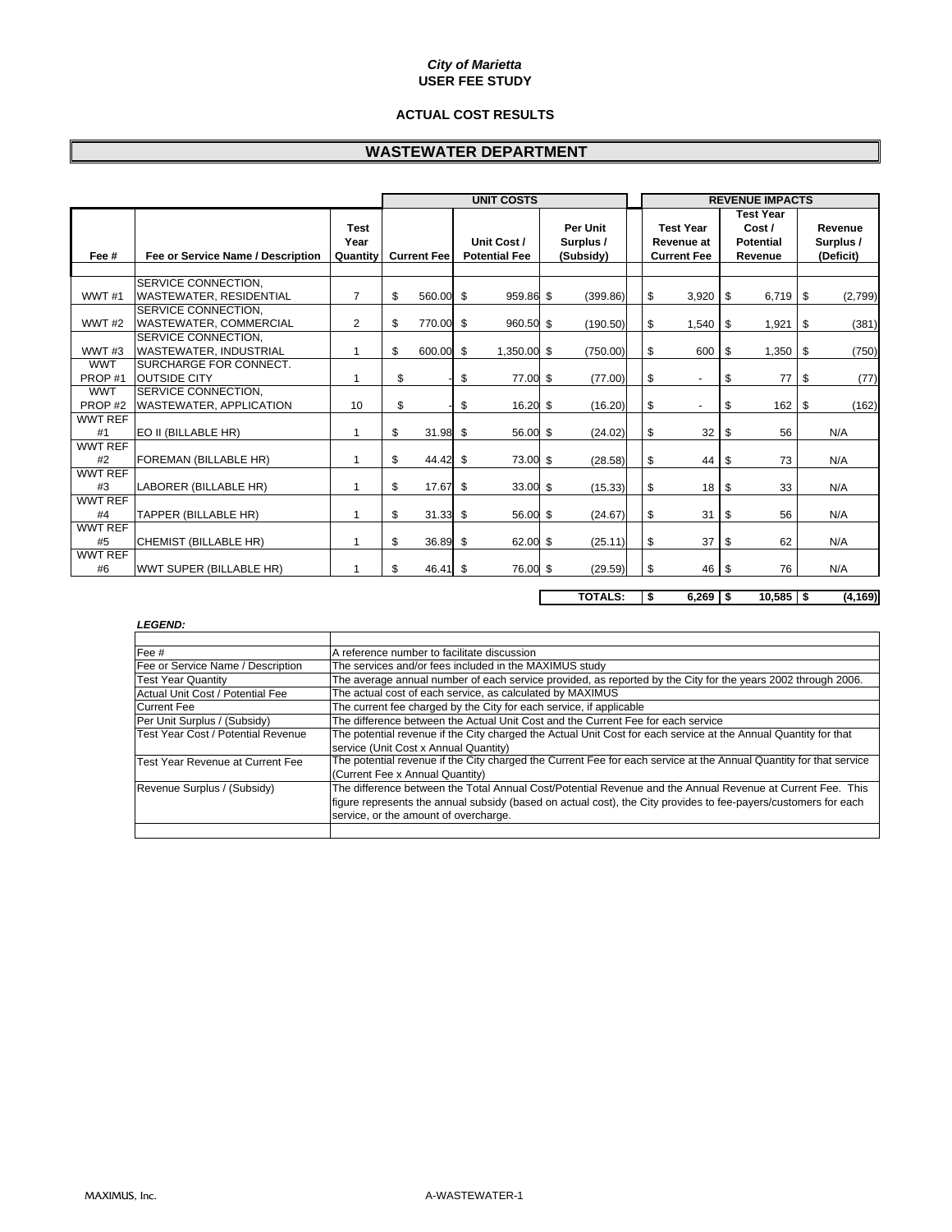*City of Marietta*
**USER FEE STUDY**

**ACTUAL COST RESULTS**

## WASTEWATER DEPARTMENT

| | | | UNIT COSTS | | | REVENUE IMPACTS | | |
|---|---|---|---|---|---|---|---|---|
| **Fee #** | **Fee or Service Name / Description** | **Test Year Quantity** | **Current Fee** | **Unit Cost / Potential Fee** | **Per Unit Surplus / (Subsidy)** | **Test Year Revenue at Current Fee** | **Test Year Cost / Potential Revenue** | **Revenue Surplus / (Deficit)** |
| WWT #1 | SERVICE CONNECTION, WASTEWATER, RESIDENTIAL | 7 | $ 560.00 | $ 959.86 | $ (399.86) | $ 3,920 | $ 6,719 | $ (2,799) |
| WWT #2 | SERVICE CONNECTION, WASTEWATER, COMMERCIAL | 2 | $ 770.00 | $ 960.50 | $ (190.50) | $ 1,540 | $ 1,921 | $ (381) |
| WWT #3 | SERVICE CONNECTION, WASTEWATER, INDUSTRIAL | 1 | $ 600.00 | $ 1,350.00 | $ (750.00) | $ 600 | $ 1,350 | $ (750) |
| WWT PROP #1 | SURCHARGE FOR CONNECT. OUTSIDE CITY | 1 | $ - | $ 77.00 | $ (77.00) | $ - | $ 77 | $ (77) |
| WWT PROP #2 | SERVICE CONNECTION, WASTEWATER, APPLICATION | 10 | $ - | $ 16.20 | $ (16.20) | $ - | $ 162 | $ (162) |
| WWT REF #1 | EO II (BILLABLE HR) | 1 | $ 31.98 | $ 56.00 | $ (24.02) | $ 32 | $ 56 | N/A |
| WWT REF #2 | FOREMAN (BILLABLE HR) | 1 | $ 44.42 | $ 73.00 | $ (28.58) | $ 44 | $ 73 | N/A |
| WWT REF #3 | LABORER (BILLABLE HR) | 1 | $ 17.67 | $ 33.00 | $ (15.33) | $ 18 | $ 33 | N/A |
| WWT REF #4 | TAPPER (BILLABLE HR) | 1 | $ 31.33 | $ 56.00 | $ (24.67) | $ 31 | $ 56 | N/A |
| WWT REF #5 | CHEMIST (BILLABLE HR) | 1 | $ 36.89 | $ 62.00 | $ (25.11) | $ 37 | $ 62 | N/A |
| WWT REF #6 | WWT SUPER (BILLABLE HR) | 1 | $ 46.41 | $ 76.00 | $ (29.59) | $ 46 | $ 76 | N/A |
| | | | | | **TOTALS:** | **$ 6,269** | **$ 10,585** | **$ (4,169)** |

***LEGEND:***

| | |
|---|---|
| Fee # | A reference number to facilitate discussion |
| Fee or Service Name / Description | The services and/or fees included in the MAXIMUS study |
| Test Year Quantity | The average annual number of each service provided, as reported by the City for the years 2002 through 2006. |
| Actual Unit Cost / Potential Fee | The actual cost of each service, as calculated by MAXIMUS |
| Current Fee | The current fee charged by the City for each service, if applicable |
| Per Unit Surplus / (Subsidy) | The difference between the Actual Unit Cost and the Current Fee for each service |
| Test Year Cost / Potential Revenue | The potential revenue if the City charged the Actual Unit Cost for each service at the Annual Quantity for that service (Unit Cost x Annual Quantity) |
| Test Year Revenue at Current Fee | The potential revenue if the City charged the Current Fee for each service at the Annual Quantity for that service (Current Fee x Annual Quantity) |
| Revenue Surplus / (Subsidy) | The difference between the Total Annual Cost/Potential Revenue and the Annual Revenue at Current Fee. This figure represents the annual subsidy (based on actual cost), the City provides to fee-payers/customers for each service, or the amount of overcharge. |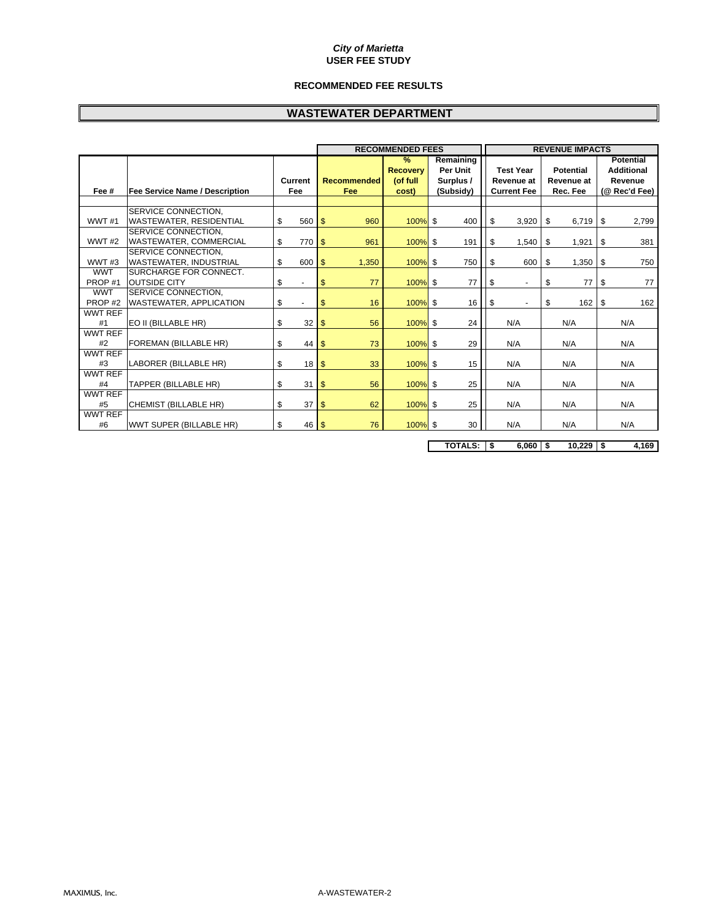*City of Marietta*
**USER FEE STUDY**

**RECOMMENDED FEE RESULTS**

## WASTEWATER DEPARTMENT

| | | | RECOMMENDED FEES | | | REVENUE IMPACTS | | |
|---|---|---|---|---|---|---|---|---|
| **Fee #** | **Fee Service Name / Description** | **Current Fee** | **Recommended Fee** | **% Recovery (of full cost)** | **Remaining Per Unit Surplus / (Subsidy)** | **Test Year Revenue at Current Fee** | **Potential Revenue at Rec. Fee** | **Potential Additional Revenue (@ Rec'd Fee)** |
| WWT #1 | SERVICE CONNECTION, WASTEWATER, RESIDENTIAL | $ 560 | $ 960 | 100% | $ 400 | $ 3,920 | $ 6,719 | $ 2,799 |
| WWT #2 | SERVICE CONNECTION, WASTEWATER, COMMERCIAL | $ 770 | $ 961 | 100% | $ 191 | $ 1,540 | $ 1,921 | $ 381 |
| WWT #3 | SERVICE CONNECTION, WASTEWATER, INDUSTRIAL | $ 600 | $ 1,350 | 100% | $ 750 | $ 600 | $ 1,350 | $ 750 |
| WWT PROP #1 | SURCHARGE FOR CONNECT. OUTSIDE CITY | $ - | $ 77 | 100% | $ 77 | $ - | $ 77 | $ 77 |
| WWT PROP #2 | SERVICE CONNECTION, WASTEWATER, APPLICATION | $ - | $ 16 | 100% | $ 16 | $ - | $ 162 | $ 162 |
| WWT REF #1 | EO II (BILLABLE HR) | $ 32 | $ 56 | 100% | $ 24 | N/A | N/A | N/A |
| WWT REF #2 | FOREMAN (BILLABLE HR) | $ 44 | $ 73 | 100% | $ 29 | N/A | N/A | N/A |
| WWT REF #3 | LABORER (BILLABLE HR) | $ 18 | $ 33 | 100% | $ 15 | N/A | N/A | N/A |
| WWT REF #4 | TAPPER (BILLABLE HR) | $ 31 | $ 56 | 100% | $ 25 | N/A | N/A | N/A |
| WWT REF #5 | CHEMIST (BILLABLE HR) | $ 37 | $ 62 | 100% | $ 25 | N/A | N/A | N/A |
| WWT REF #6 | WWT SUPER (BILLABLE HR) | $ 46 | $ 76 | 100% | $ 30 | N/A | N/A | N/A |
| | | | | | **TOTALS:** | **$ 6,060** | **$ 10,229** | **$ 4,169** |

MAXIMUS, Inc. A-WASTEWATER-2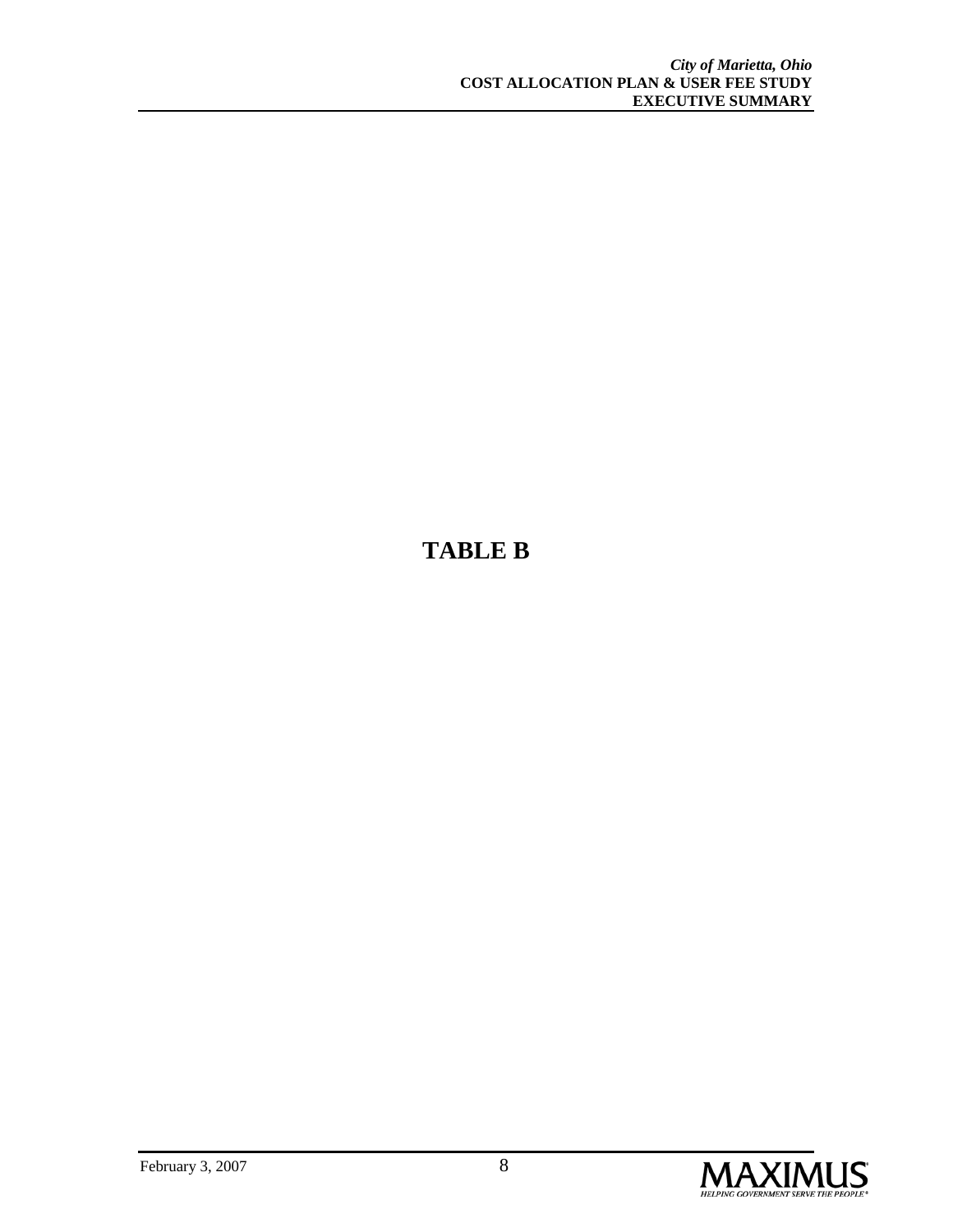# TABLE B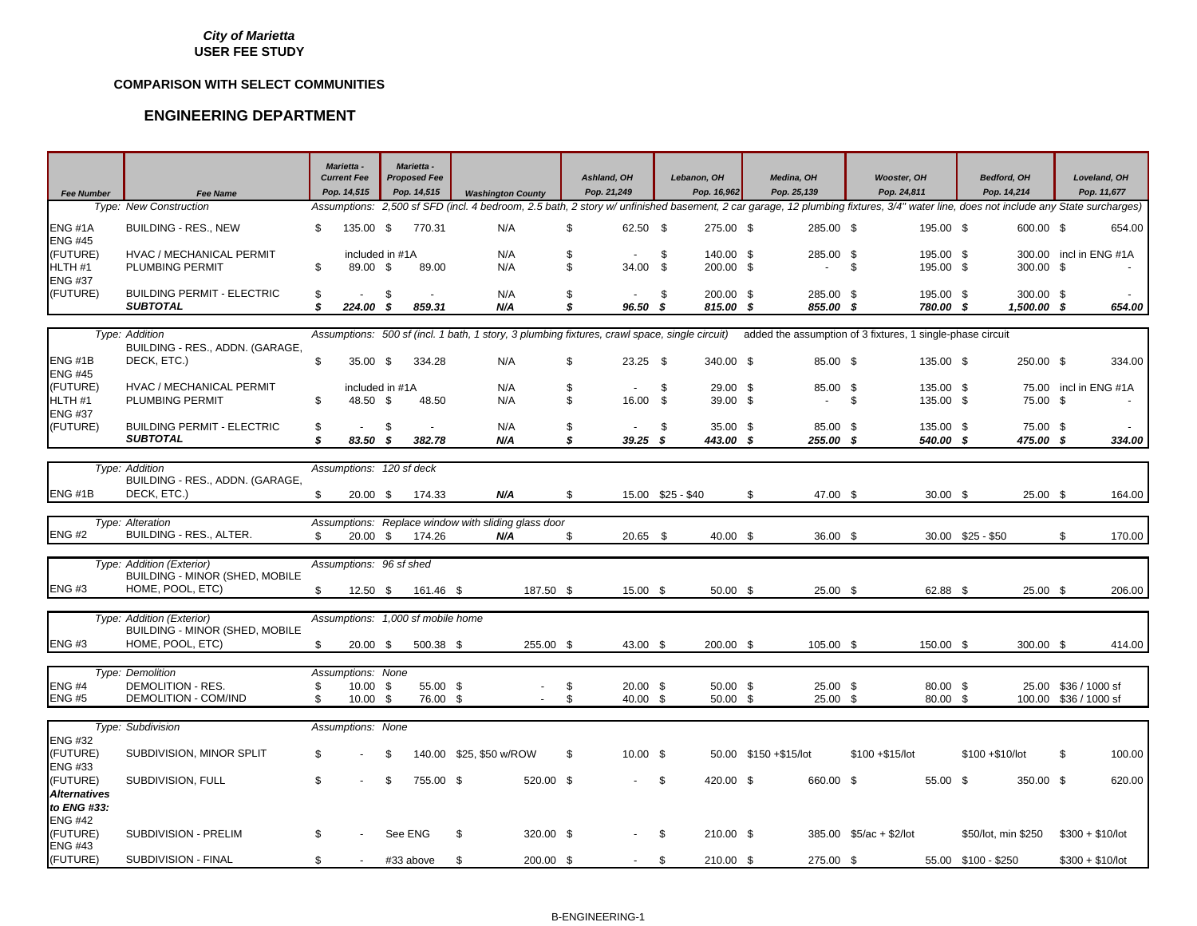*City of Marietta*
**USER FEE STUDY**

**COMPARISON WITH SELECT COMMUNITIES**

## ENGINEERING DEPARTMENT

| Fee Number | Fee Name | Marietta - Current Fee Pop. 14,515 | Marietta - Proposed Fee Pop. 14,515 | Washington County | Ashland, OH Pop. 21,249 | Lebanon, OH Pop. 16,962 | Medina, OH Pop. 25,139 | Wooster, OH Pop. 24,811 | Bedford, OH Pop. 14,214 | Loveland, OH Pop. 11,677 |
|---|---|---|---|---|---|---|---|---|---|---|
| *Type: New Construction* | | *Assumptions: 2,500 sf SFD (incl. 4 bedroom, 2.5 bath, 2 story w/ unfinished basement, 2 car garage, 12 plumbing fixtures, 3/4" water line, does not include any State surcharges)* | | | | | | | | |
| ENG #1A | BUILDING - RES., NEW | $ 135.00 | $ 770.31 | N/A | $ 62.50 | $ 275.00 | $ 285.00 | $ 195.00 | $ 600.00 | $ 654.00 |
| ENG #45 (FUTURE) | HVAC / MECHANICAL PERMIT | included in #1A | | N/A | $ - | $ 140.00 | $ 285.00 | $ 195.00 | $ 300.00 | incl in ENG #1A |
| HLTH #1 | PLUMBING PERMIT | $ 89.00 | $ 89.00 | N/A | $ 34.00 | $ 200.00 | $ - | $ 195.00 | $ 300.00 | $ - |
| ENG #37 (FUTURE) | BUILDING PERMIT - ELECTRIC | $ - | $ - | N/A | $ - | $ 200.00 | $ 285.00 | $ 195.00 | $ 300.00 | $ - |
| | ***SUBTOTAL*** | ***$ 224.00*** | ***$ 859.31*** | ***N/A*** | ***$ 96.50*** | ***$ 815.00*** | ***$ 855.00*** | ***$ 780.00*** | ***$ 1,500.00*** | ***$ 654.00*** |
| *Type: Addition* | | *Assumptions: 500 sf (incl. 1 bath, 1 story, 3 plumbing fixtures, crawl space, single circuit)* | | | | | added the assumption of 3 fixtures, 1 single-phase circuit | | | |
| ENG #1B | BUILDING - RES., ADDN. (GARAGE, DECK, ETC.) | $ 35.00 | $ 334.28 | N/A | $ 23.25 | $ 340.00 | $ 85.00 | $ 135.00 | $ 250.00 | $ 334.00 |
| ENG #45 (FUTURE) | HVAC / MECHANICAL PERMIT | included in #1A | | N/A | $ - | $ 29.00 | $ 85.00 | $ 135.00 | $ 75.00 | incl in ENG #1A |
| HLTH #1 | PLUMBING PERMIT | $ 48.50 | $ 48.50 | N/A | $ 16.00 | $ 39.00 | $ - | $ 135.00 | $ 75.00 | $ - |
| ENG #37 (FUTURE) | BUILDING PERMIT - ELECTRIC | $ - | $ - | N/A | $ - | $ 35.00 | $ 85.00 | $ 135.00 | $ 75.00 | $ - |
| | ***SUBTOTAL*** | ***$ 83.50*** | ***$ 382.78*** | ***N/A*** | ***$ 39.25*** | ***$ 443.00*** | ***$ 255.00*** | ***$ 540.00*** | ***$ 475.00*** | ***$ 334.00*** |
| *Type: Addition* | | *Assumptions: 120 sf deck* | | | | | | | | |
| ENG #1B | BUILDING - RES., ADDN. (GARAGE, DECK, ETC.) | $ 20.00 | $ 174.33 | ***N/A*** | $ 15.00 | $25 - $40 | $ 47.00 | $ 30.00 | $ 25.00 | $ 164.00 |
| *Type: Alteration* | | *Assumptions: Replace window with sliding glass door* | | | | | | | | |
| ENG #2 | BUILDING - RES., ALTER. | $ 20.00 | $ 174.26 | ***N/A*** | $ 20.65 | $ 40.00 | $ 36.00 | $ 30.00 | $25 - $50 | $ 170.00 |
| *Type: Addition (Exterior)* | | *Assumptions: 96 sf shed* | | | | | | | | |
| ENG #3 | BUILDING - MINOR (SHED, MOBILE HOME, POOL, ETC) | $ 12.50 | $ 161.46 | $ 187.50 | $ 15.00 | $ 50.00 | $ 25.00 | $ 62.88 | $ 25.00 | $ 206.00 |
| *Type: Addition (Exterior)* | | *Assumptions: 1,000 sf mobile home* | | | | | | | | |
| ENG #3 | BUILDING - MINOR (SHED, MOBILE HOME, POOL, ETC) | $ 20.00 | $ 500.38 | $ 255.00 | $ 43.00 | $ 200.00 | $ 105.00 | $ 150.00 | $ 300.00 | $ 414.00 |
| *Type: Demolition* | | *Assumptions: None* | | | | | | | | |
| ENG #4 | DEMOLITION - RES. | $ 10.00 | $ 55.00 | $ - | $ 20.00 | $ 50.00 | $ 25.00 | $ 80.00 | $ 25.00 | $36 / 1000 sf |
| ENG #5 | DEMOLITION - COM/IND | $ 10.00 | $ 76.00 | $ - | $ 40.00 | $ 50.00 | $ 25.00 | $ 80.00 | $ 100.00 | $36 / 1000 sf |
| *Type: Subdivision* | | *Assumptions: None* | | | | | | | | |
| ENG #32 (FUTURE) | SUBDIVISION, MINOR SPLIT | $ - | $ 140.00 | $25, $50 w/ROW | $ 10.00 | $ 50.00 | $150 +$15/lot | $100 +$15/lot | $100 +$10/lot | $ 100.00 |
| ENG #33 (FUTURE) | SUBDIVISION, FULL | $ - | $ 755.00 | $ 520.00 | $ - | $ 420.00 | $ 660.00 | $ 55.00 | $ 350.00 | $ 620.00 |
| ***Alternatives to ENG #33:*** | | | | | | | | | | |
| ENG #42 (FUTURE) | SUBDIVISION - PRELIM | $ - | See ENG | $ 320.00 | $ - | $ 210.00 | $ 385.00 | $5/ac + $2/lot | $50/lot, min $250 | $300 + $10/lot |
| ENG #43 (FUTURE) | SUBDIVISION - FINAL | $ - | #33 above | $ 200.00 | $ - | $ 210.00 | $ 275.00 | $ 55.00 | $100 - $250 | $300 + $10/lot |

B-ENGINEERING-1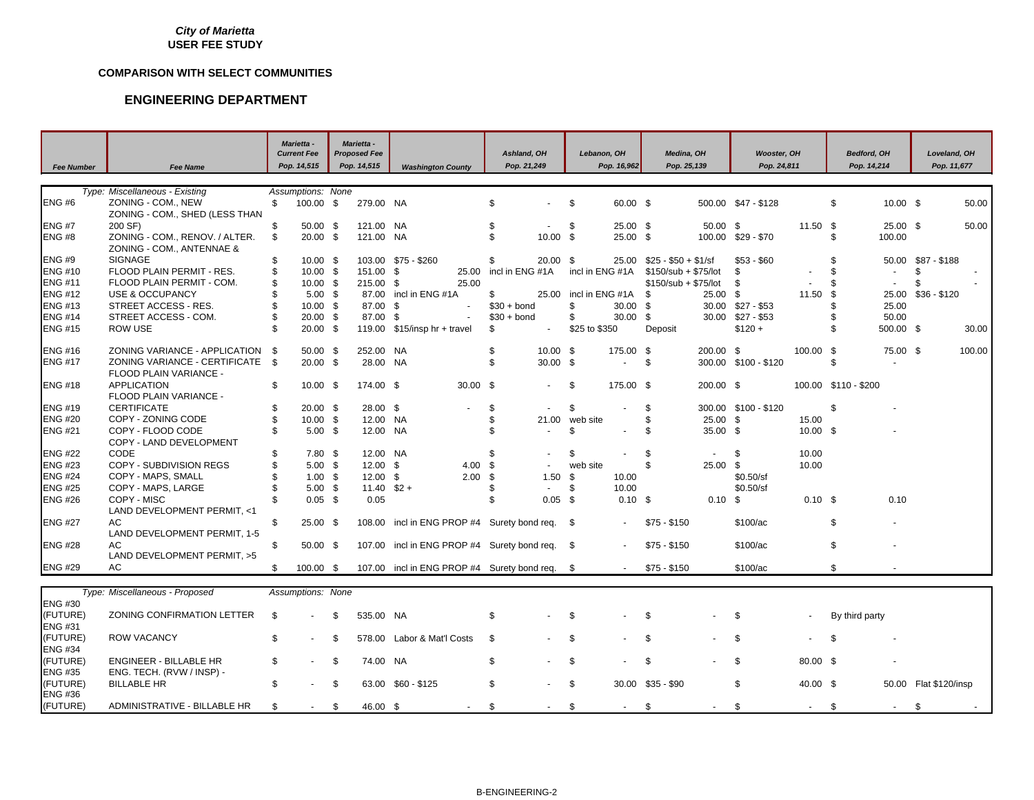*City of Marietta*
**USER FEE STUDY**

**COMPARISON WITH SELECT COMMUNITIES**

## ENGINEERING DEPARTMENT

| Fee Number | Fee Name | Marietta - Current Fee Pop. 14,515 | Marietta - Proposed Fee Pop. 14,515 | Washington County | Ashland, OH Pop. 21,249 | Lebanon, OH Pop. 16,962 | Medina, OH Pop. 25,139 | Wooster, OH Pop. 24,811 | Bedford, OH Pop. 14,214 | Loveland, OH Pop. 11,677 |
|---|---|---|---|---|---|---|---|---|---|---|
| | *Type: Miscellaneous - Existing* | *Assumptions: None* | | | | | | | | |
| ENG #6 | ZONING - COM., NEW | $ 100.00 | $ 279.00 | NA | $ - | $ 60.00 | $ 500.00 | $47 - $128 | $ 10.00 | $ 50.00 |
| ENG #7 | ZONING - COM., SHED (LESS THAN 200 SF) | $ 50.00 | $ 121.00 | NA | $ - | $ 25.00 | $ 50.00 | $ 11.50 | $ 25.00 | $ 50.00 |
| ENG #8 | ZONING - COM., RENOV. / ALTER. | $ 20.00 | $ 121.00 | NA | $ 10.00 | $ 25.00 | $ 100.00 | $29 - $70 | $ 100.00 | |
| ENG #9 | ZONING - COM., ANTENNAE & SIGNAGE | $ 10.00 | $ 103.00 | $75 - $260 | $ 20.00 | $ 25.00 | $25 - $50 + $1/sf | $53 - $60 | $ 50.00 | $87 - $188 |
| ENG #10 | FLOOD PLAIN PERMIT - RES. | $ 10.00 | $ 151.00 | $ 25.00 | incl in ENG #1A | incl in ENG #1A | $150/sub + $75/lot | $ - | $ - | $ - |
| ENG #11 | FLOOD PLAIN PERMIT - COM. | $ 10.00 | $ 215.00 | $ 25.00 | | | $150/sub + $75/lot | $ - | $ - | $ - |
| ENG #12 | USE & OCCUPANCY | $ 5.00 | $ 87.00 | incl in ENG #1A | $ 25.00 | incl in ENG #1A | $ 25.00 | $ 11.50 | $ 25.00 | $36 - $120 |
| ENG #13 | STREET ACCESS - RES. | $ 10.00 | $ 87.00 | $ - | $30 + bond | $ 30.00 | $ 30.00 | $27 - $53 | $ 25.00 | |
| ENG #14 | STREET ACCESS - COM. | $ 20.00 | $ 87.00 | $ - | $30 + bond | $ 30.00 | $ 30.00 | $27 - $53 | $ 50.00 | |
| ENG #15 | ROW USE | $ 20.00 | $ 119.00 | $15/insp hr + travel | $ - | $25 to $350 | Deposit | $120 + | $ 500.00 | $ 30.00 |
| ENG #16 | ZONING VARIANCE - APPLICATION | $ 50.00 | $ 252.00 | NA | $ 10.00 | $ 175.00 | $ 200.00 | $ 100.00 | $ 75.00 | $ 100.00 |
| ENG #17 | ZONING VARIANCE - CERTIFICATE | $ 20.00 | $ 28.00 | NA | $ 30.00 | $ - | $ 300.00 | $100 - $120 | $ - | |
| ENG #18 | FLOOD PLAIN VARIANCE - APPLICATION | $ 10.00 | $ 174.00 | $ 30.00 | $ - | $ 175.00 | $ 200.00 | $ 100.00 | $110 - $200 | |
| ENG #19 | FLOOD PLAIN VARIANCE - CERTIFICATE | $ 20.00 | $ 28.00 | $ - | $ - | $ - | $ 300.00 | $100 - $120 | $ - | |
| ENG #20 | COPY - ZONING CODE | $ 10.00 | $ 12.00 | NA | $ 21.00 | web site | $ 25.00 | $ 15.00 | | |
| ENG #21 | COPY - FLOOD CODE | $ 5.00 | $ 12.00 | NA | $ - | $ - | $ 35.00 | $ 10.00 | $ - | |
| ENG #22 | COPY - LAND DEVELOPMENT CODE | $ 7.80 | $ 12.00 | NA | $ - | $ - | $ - | $ 10.00 | | |
| ENG #23 | COPY - SUBDIVISION REGS | $ 5.00 | $ 12.00 | $ 4.00 | $ - | web site | $ 25.00 | $ 10.00 | | |
| ENG #24 | COPY - MAPS, SMALL | $ 1.00 | $ 12.00 | $ 2.00 | $ 1.50 | $ 10.00 | | $0.50/sf | | |
| ENG #25 | COPY - MAPS, LARGE | $ 5.00 | $ 11.40 | $2 + | $ - | $ 10.00 | | $0.50/sf | | |
| ENG #26 | COPY - MISC | $ 0.05 | $ 0.05 | | $ 0.05 | $ 0.10 | $ 0.10 | $ 0.10 | $ 0.10 | |
| ENG #27 | LAND DEVELOPMENT PERMIT, <1 AC | $ 25.00 | $ 108.00 | incl in ENG PROP #4 | Surety bond req. | $ - | $75 - $150 | $100/ac | $ - | |
| ENG #28 | LAND DEVELOPMENT PERMIT, 1-5 AC | $ 50.00 | $ 107.00 | incl in ENG PROP #4 | Surety bond req. | $ - | $75 - $150 | $100/ac | $ - | |
| ENG #29 | LAND DEVELOPMENT PERMIT, >5 AC | $ 100.00 | $ 107.00 | incl in ENG PROP #4 | Surety bond req. | $ - | $75 - $150 | $100/ac | $ - | |
| | *Type: Miscellaneous - Proposed* | *Assumptions: None* | | | | | | | | |
| ENG #30 (FUTURE) | ZONING CONFIRMATION LETTER | $ - | $ 535.00 | NA | $ - | $ - | $ - | $ - | By third party | |
| ENG #31 (FUTURE) | ROW VACANCY | $ - | $ 578.00 | Labor & Mat'l Costs | $ - | $ - | $ - | $ - | $ - | |
| ENG #34 (FUTURE) | ENGINEER - BILLABLE HR | $ - | $ 74.00 | NA | $ - | $ - | $ - | $ 80.00 | $ - | |
| ENG #35 (FUTURE) | ENG. TECH. (RVW / INSP) - BILLABLE HR | $ - | $ 63.00 | $60 - $125 | $ - | $ 30.00 | $35 - $90 | $ 40.00 | $ 50.00 | Flat $120/insp |
| ENG #36 (FUTURE) | ADMINISTRATIVE - BILLABLE HR | $ - | $ 46.00 | $ - | $ - | $ - | $ - | $ - | $ - | $ - |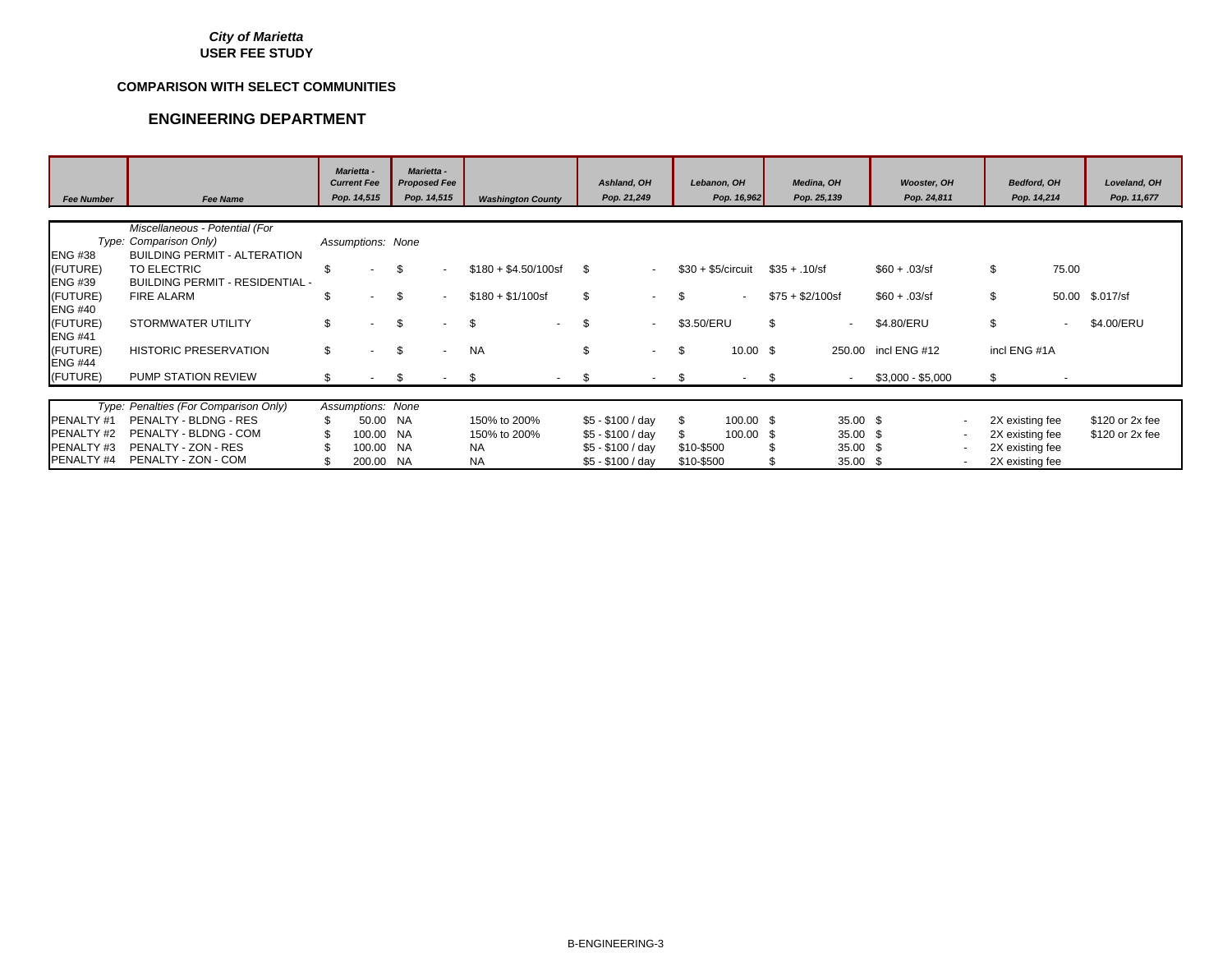*City of Marietta*
**USER FEE STUDY**

**COMPARISON WITH SELECT COMMUNITIES**

## ENGINEERING DEPARTMENT

| Fee Number | Fee Name | Marietta - Current Fee Pop. 14,515 | Marietta - Proposed Fee Pop. 14,515 | Washington County | Ashland, OH Pop. 21,249 | Lebanon, OH Pop. 16,962 | Medina, OH Pop. 25,139 | Wooster, OH Pop. 24,811 | Bedford, OH Pop. 14,214 | Loveland, OH Pop. 11,677 |
|---|---|---|---|---|---|---|---|---|---|---|
| | *Miscellaneous - Potential (For Type: Comparison Only)* | *Assumptions: None* | | | | | | | | |
| ENG #38 (FUTURE) | BUILDING PERMIT - ALTERATION TO ELECTRIC | $ - | $ - | $180 + $4.50/100sf | $ - | $30 + $5/circuit | $35 + .10/sf | $60 + .03/sf | $ 75.00 | |
| ENG #39 (FUTURE) | BUILDING PERMIT - RESIDENTIAL - FIRE ALARM | $ - | $ - | $180 + $1/100sf | $ - | $ - | $75 + $2/100sf | $60 + .03/sf | $ 50.00 | $.017/sf |
| ENG #40 (FUTURE) | STORMWATER UTILITY | $ - | $ - | $ - | $ - | $3.50/ERU | $ - | $4.80/ERU | $ - | $4.00/ERU |
| ENG #41 (FUTURE) | HISTORIC PRESERVATION | $ - | $ - | NA | $ - | $ 10.00 | $ 250.00 | incl ENG #12 | incl ENG #1A | |
| ENG #44 (FUTURE) | PUMP STATION REVIEW | $ - | $ - | $ - | $ - | $ - | $ - | $3,000 - $5,000 | $ - | |
| | *Type: Penalties (For Comparison Only)* | *Assumptions: None* | | | | | | | | |
| PENALTY #1 | PENALTY - BLDNG - RES | $ 50.00 | NA | 150% to 200% | $5 - $100 / day | $ 100.00 | $ 35.00 | $ - | 2X existing fee | $120 or 2x fee |
| PENALTY #2 | PENALTY - BLDNG - COM | $ 100.00 | NA | 150% to 200% | $5 - $100 / day | $ 100.00 | $ 35.00 | $ - | 2X existing fee | $120 or 2x fee |
| PENALTY #3 | PENALTY - ZON - RES | $ 100.00 | NA | NA | $5 - $100 / day | $10-$500 | $ 35.00 | $ - | 2X existing fee | |
| PENALTY #4 | PENALTY - ZON - COM | $ 200.00 | NA | NA | $5 - $100 / day | $10-$500 | $ 35.00 | $ - | 2X existing fee | |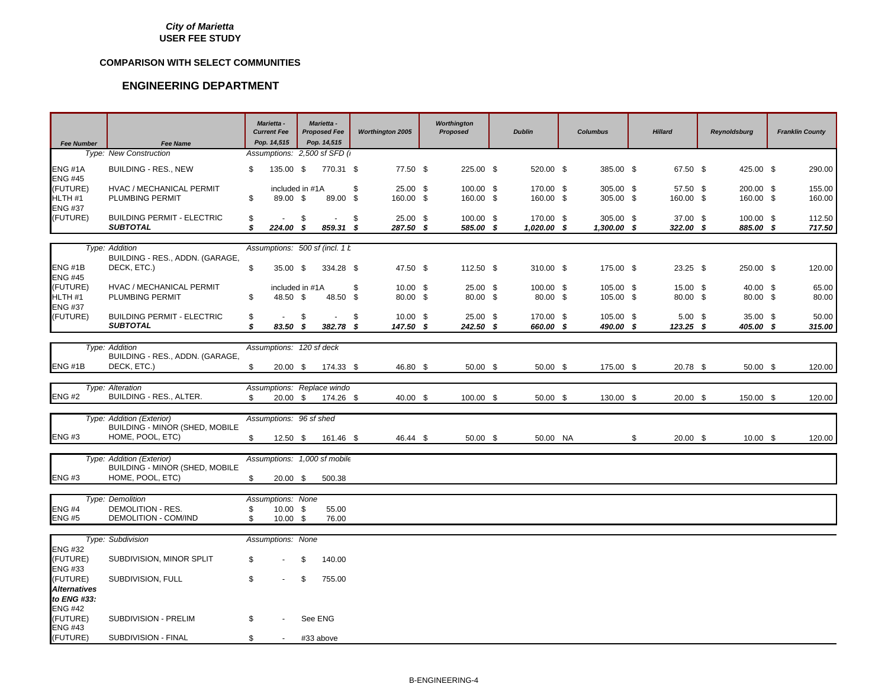*City of Marietta*
**USER FEE STUDY**

**COMPARISON WITH SELECT COMMUNITIES**

## ENGINEERING DEPARTMENT

| Fee Number | Fee Name | Marietta - Current Fee Pop. 14,515 | Marietta - Proposed Fee Pop. 14,515 | Worthington 2005 | Worthington Proposed | Dublin | Columbus | Hillard | Reynoldsburg | Franklin County |
|---|---|---|---|---|---|---|---|---|---|---|
| | *Type: New Construction* | *Assumptions: 2,500 sf SFD (i* | | | | | | | | |
| ENG #1A | BUILDING - RES., NEW | $ 135.00 | $ 770.31 | $ 77.50 | $ 225.00 | $ 520.00 | $ 385.00 | $ 67.50 | $ 425.00 | $ 290.00 |
| ENG #45 (FUTURE) | HVAC / MECHANICAL PERMIT | included in #1A | | $ 25.00 | $ 100.00 | $ 170.00 | $ 305.00 | $ 57.50 | $ 200.00 | $ 155.00 |
| HLTH #1 | PLUMBING PERMIT | $ 89.00 | $ 89.00 | $ 160.00 | $ 160.00 | $ 160.00 | $ 305.00 | $ 160.00 | $ 160.00 | $ 160.00 |
| ENG #37 (FUTURE) | BUILDING PERMIT - ELECTRIC | $ - | $ - | $ 25.00 | $ 100.00 | $ 170.00 | $ 305.00 | $ 37.00 | $ 100.00 | $ 112.50 |
| | ***SUBTOTAL*** | ***$ 224.00*** | ***$ 859.31*** | ***$ 287.50*** | ***$ 585.00*** | ***$ 1,020.00*** | ***$ 1,300.00*** | ***$ 322.00*** | ***$ 885.00*** | ***$ 717.50*** |
| | *Type: Addition* | *Assumptions: 500 sf (incl. 1 b* | | | | | | | | |
| ENG #1B | BUILDING - RES., ADDN. (GARAGE, DECK, ETC.) | $ 35.00 | $ 334.28 | $ 47.50 | $ 112.50 | $ 310.00 | $ 175.00 | $ 23.25 | $ 250.00 | $ 120.00 |
| ENG #45 (FUTURE) | HVAC / MECHANICAL PERMIT | included in #1A | | $ 10.00 | $ 25.00 | $ 100.00 | $ 105.00 | $ 15.00 | $ 40.00 | $ 65.00 |
| HLTH #1 | PLUMBING PERMIT | $ 48.50 | $ 48.50 | $ 80.00 | $ 80.00 | $ 80.00 | $ 105.00 | $ 80.00 | $ 80.00 | $ 80.00 |
| ENG #37 (FUTURE) | BUILDING PERMIT - ELECTRIC | $ - | $ - | $ 10.00 | $ 25.00 | $ 170.00 | $ 105.00 | $ 5.00 | $ 35.00 | $ 50.00 |
| | ***SUBTOTAL*** | ***$ 83.50*** | ***$ 382.78*** | ***$ 147.50*** | ***$ 242.50*** | ***$ 660.00*** | ***$ 490.00*** | ***$ 123.25*** | ***$ 405.00*** | ***$ 315.00*** |
| | *Type: Addition* | *Assumptions: 120 sf deck* | | | | | | | | |
| ENG #1B | BUILDING - RES., ADDN. (GARAGE, DECK, ETC.) | $ 20.00 | $ 174.33 | $ 46.80 | $ 50.00 | $ 50.00 | $ 175.00 | $ 20.78 | $ 50.00 | $ 120.00 |
| | *Type: Alteration* | *Assumptions: Replace windo* | | | | | | | | |
| ENG #2 | BUILDING - RES., ALTER. | $ 20.00 | $ 174.26 | $ 40.00 | $ 100.00 | $ 50.00 | $ 130.00 | $ 20.00 | $ 150.00 | $ 120.00 |
| | *Type: Addition (Exterior)* | *Assumptions: 96 sf shed* | | | | | | | | |
| ENG #3 | BUILDING - MINOR (SHED, MOBILE HOME, POOL, ETC) | $ 12.50 | $ 161.46 | $ 46.44 | $ 50.00 | $ 50.00 | NA | $ 20.00 | $ 10.00 | $ 120.00 |
| | *Type: Addition (Exterior)* | *Assumptions: 1,000 sf mobile* | | | | | | | | |
| ENG #3 | BUILDING - MINOR (SHED, MOBILE HOME, POOL, ETC) | $ 20.00 | $ 500.38 | | | | | | | |
| | *Type: Demolition* | *Assumptions: None* | | | | | | | | |
| ENG #4 | DEMOLITION - RES. | $ 10.00 | $ 55.00 | | | | | | | |
| ENG #5 | DEMOLITION - COM/IND | $ 10.00 | $ 76.00 | | | | | | | |
| | *Type: Subdivision* | *Assumptions: None* | | | | | | | | |
| ENG #32 (FUTURE) | SUBDIVISION, MINOR SPLIT | $ - | $ 140.00 | | | | | | | |
| ENG #33 (FUTURE) | SUBDIVISION, FULL | $ - | $ 755.00 | | | | | | | |
| ***Alternatives to ENG #33:*** | | | | | | | | | | |
| ENG #42 (FUTURE) | SUBDIVISION - PRELIM | $ - | See ENG | | | | | | | |
| ENG #43 (FUTURE) | SUBDIVISION - FINAL | $ - | #33 above | | | | | | | |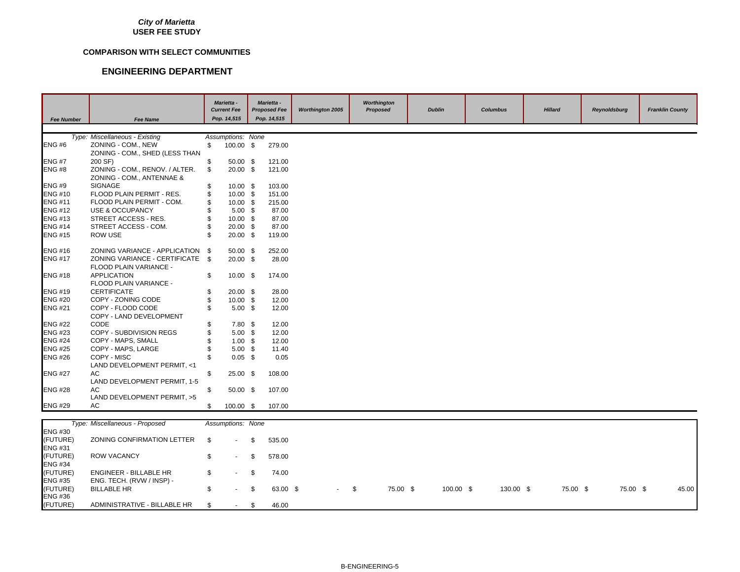*City of Marietta*
**USER FEE STUDY**

**COMPARISON WITH SELECT COMMUNITIES**

## ENGINEERING DEPARTMENT

| Fee Number | Fee Name | Marietta - Current Fee Pop. 14,515 | Marietta - Proposed Fee Pop. 14,515 | Worthington 2005 | Worthington Proposed | Dublin | Columbus | Hillard | Reynoldsburg | Franklin County |
|---|---|---|---|---|---|---|---|---|---|---|
| | *Type: Miscellaneous - Existing* | *Assumptions: None* | | | | | | | | |
| ENG #6 | ZONING - COM., NEW | $ 100.00 | $ 279.00 | | | | | | | |
| ENG #7 | ZONING - COM., SHED (LESS THAN 200 SF) | $ 50.00 | $ 121.00 | | | | | | | |
| ENG #8 | ZONING - COM., RENOV. / ALTER. | $ 20.00 | $ 121.00 | | | | | | | |
| ENG #9 | ZONING - COM., ANTENNAE & SIGNAGE | $ 10.00 | $ 103.00 | | | | | | | |
| ENG #10 | FLOOD PLAIN PERMIT - RES. | $ 10.00 | $ 151.00 | | | | | | | |
| ENG #11 | FLOOD PLAIN PERMIT - COM. | $ 10.00 | $ 215.00 | | | | | | | |
| ENG #12 | USE & OCCUPANCY | $ 5.00 | $ 87.00 | | | | | | | |
| ENG #13 | STREET ACCESS - RES. | $ 10.00 | $ 87.00 | | | | | | | |
| ENG #14 | STREET ACCESS - COM. | $ 20.00 | $ 87.00 | | | | | | | |
| ENG #15 | ROW USE | $ 20.00 | $ 119.00 | | | | | | | |
| ENG #16 | ZONING VARIANCE - APPLICATION | $ 50.00 | $ 252.00 | | | | | | | |
| ENG #17 | ZONING VARIANCE - CERTIFICATE | $ 20.00 | $ 28.00 | | | | | | | |
| ENG #18 | FLOOD PLAIN VARIANCE - APPLICATION | $ 10.00 | $ 174.00 | | | | | | | |
| ENG #19 | FLOOD PLAIN VARIANCE - CERTIFICATE | $ 20.00 | $ 28.00 | | | | | | | |
| ENG #20 | COPY - ZONING CODE | $ 10.00 | $ 12.00 | | | | | | | |
| ENG #21 | COPY - FLOOD CODE | $ 5.00 | $ 12.00 | | | | | | | |
| ENG #22 | COPY - LAND DEVELOPMENT CODE | $ 7.80 | $ 12.00 | | | | | | | |
| ENG #23 | COPY - SUBDIVISION REGS | $ 5.00 | $ 12.00 | | | | | | | |
| ENG #24 | COPY - MAPS, SMALL | $ 1.00 | $ 12.00 | | | | | | | |
| ENG #25 | COPY - MAPS, LARGE | $ 5.00 | $ 11.40 | | | | | | | |
| ENG #26 | COPY - MISC | $ 0.05 | $ 0.05 | | | | | | | |
| ENG #27 | LAND DEVELOPMENT PERMIT, <1 AC | $ 25.00 | $ 108.00 | | | | | | | |
| ENG #28 | LAND DEVELOPMENT PERMIT, 1-5 AC | $ 50.00 | $ 107.00 | | | | | | | |
| ENG #29 | LAND DEVELOPMENT PERMIT, >5 AC | $ 100.00 | $ 107.00 | | | | | | | |
| | *Type: Miscellaneous - Proposed* | *Assumptions: None* | | | | | | | | |
| ENG #30 (FUTURE) | ZONING CONFIRMATION LETTER | $ - | $ 535.00 | | | | | | | |
| ENG #31 (FUTURE) | ROW VACANCY | $ - | $ 578.00 | | | | | | | |
| ENG #34 (FUTURE) | ENGINEER - BILLABLE HR | $ - | $ 74.00 | | | | | | | |
| ENG #35 (FUTURE) | ENG. TECH. (RVW / INSP) - BILLABLE HR | $ - | $ 63.00 | $ - | $ 75.00 | $ 100.00 | $ 130.00 | $ 75.00 | $ 75.00 | $ 45.00 |
| ENG #36 (FUTURE) | ADMINISTRATIVE - BILLABLE HR | $ - | $ 46.00 | | | | | | | |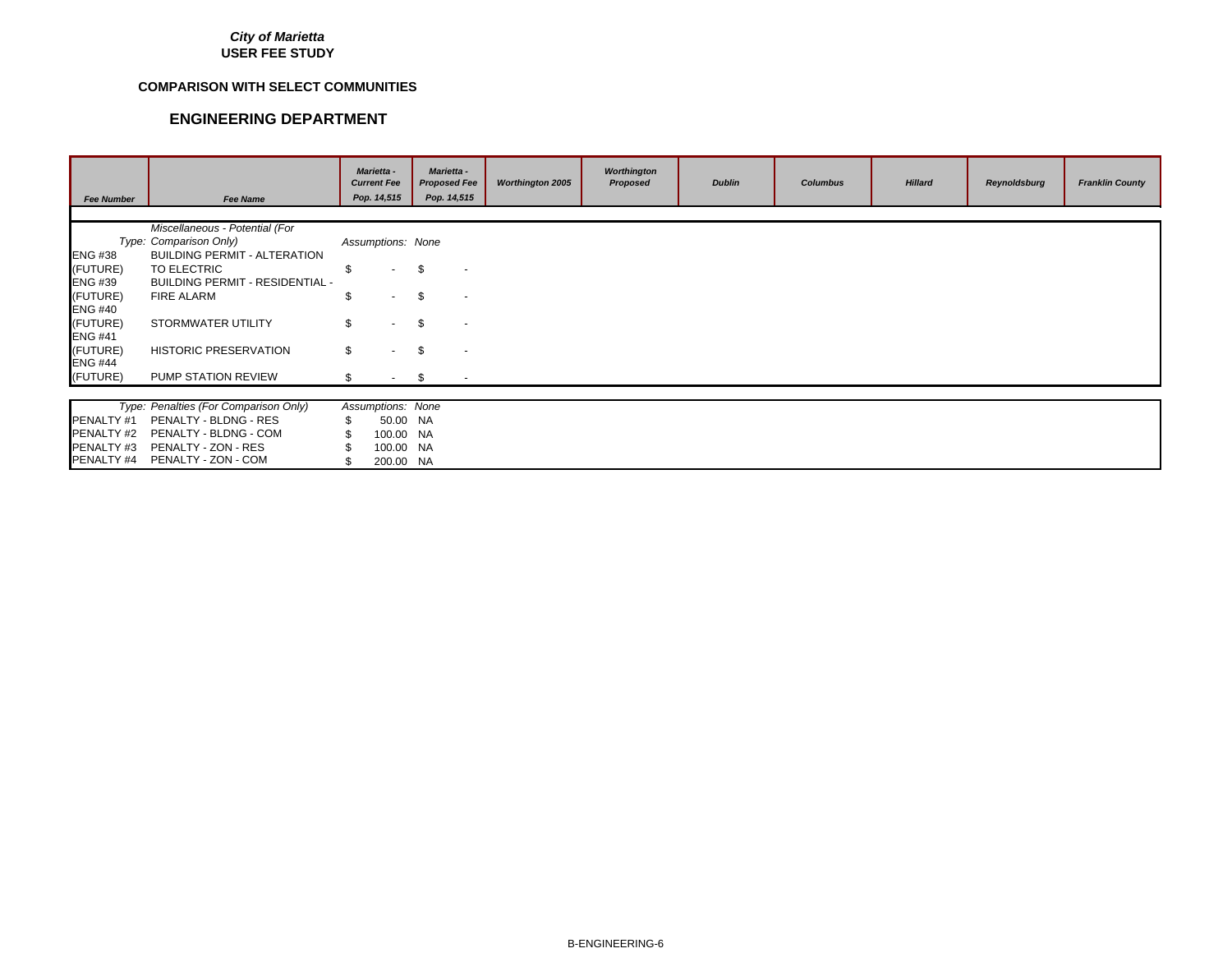*City of Marietta*
**USER FEE STUDY**

**COMPARISON WITH SELECT COMMUNITIES**

## ENGINEERING DEPARTMENT

| Fee Number | Fee Name | Marietta - Current Fee Pop. 14,515 | Marietta - Proposed Fee Pop. 14,515 | Worthington 2005 | Worthington Proposed | Dublin | Columbus | Hillard | Reynoldsburg | Franklin County |
|---|---|---|---|---|---|---|---|---|---|---|
| | *Type: Miscellaneous - Potential (For Comparison Only)* | *Assumptions: None* | | | | | | | | |
| ENG #38 (FUTURE) | BUILDING PERMIT - ALTERATION TO ELECTRIC | $ - | $ - | | | | | | | |
| ENG #39 (FUTURE) | BUILDING PERMIT - RESIDENTIAL - FIRE ALARM | $ - | $ - | | | | | | | |
| ENG #40 (FUTURE) | STORMWATER UTILITY | $ - | $ - | | | | | | | |
| ENG #41 (FUTURE) | HISTORIC PRESERVATION | $ - | $ - | | | | | | | |
| ENG #44 (FUTURE) | PUMP STATION REVIEW | $ - | $ - | | | | | | | |
| | *Type: Penalties (For Comparison Only)* | *Assumptions: None* | | | | | | | | |
| PENALTY #1 | PENALTY - BLDNG - RES | $ 50.00 | NA | | | | | | | |
| PENALTY #2 | PENALTY - BLDNG - COM | $ 100.00 | NA | | | | | | | |
| PENALTY #3 | PENALTY - ZON - RES | $ 100.00 | NA | | | | | | | |
| PENALTY #4 | PENALTY - ZON - COM | $ 200.00 | NA | | | | | | | |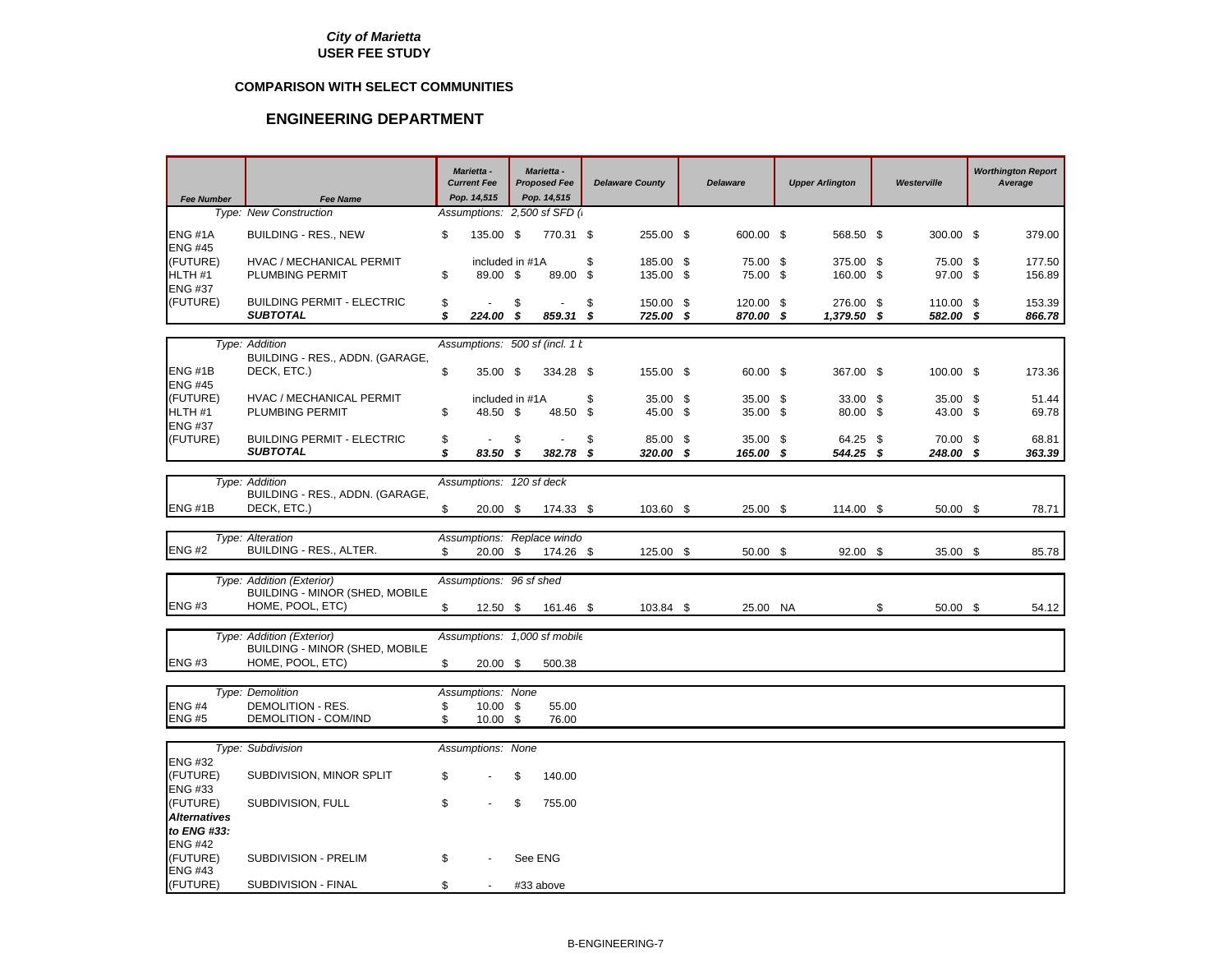*City of Marietta*
**USER FEE STUDY**

**COMPARISON WITH SELECT COMMUNITIES**

## ENGINEERING DEPARTMENT

| Fee Number | Fee Name | Marietta - Current Fee Pop. 14,515 | Marietta - Proposed Fee Pop. 14,515 | Delaware County | Delaware | Upper Arlington | Westerville | Worthington Report Average |
|---|---|---|---|---|---|---|---|---|
| | *Type: New Construction* | *Assumptions: 2,500 sf SFD (i* | | | | | | |
| ENG #1A | BUILDING - RES., NEW | $ 135.00 | $ 770.31 | $ 255.00 | $ 600.00 | $ 568.50 | $ 300.00 | $ 379.00 |
| ENG #45 (FUTURE) | HVAC / MECHANICAL PERMIT | included in #1A | | $ 185.00 | $ 75.00 | $ 375.00 | $ 75.00 | $ 177.50 |
| HLTH #1 | PLUMBING PERMIT | $ 89.00 | $ 89.00 | $ 135.00 | $ 75.00 | $ 160.00 | $ 97.00 | $ 156.89 |
| ENG #37 (FUTURE) | BUILDING PERMIT - ELECTRIC | $ - | $ - | $ 150.00 | $ 120.00 | $ 276.00 | $ 110.00 | $ 153.39 |
| | ***SUBTOTAL*** | ***$ 224.00*** | ***$ 859.31*** | ***$ 725.00*** | ***$ 870.00*** | ***$ 1,379.50*** | ***$ 582.00*** | ***$ 866.78*** |
| | *Type: Addition* | *Assumptions: 500 sf (incl. 1 b* | | | | | | |
| ENG #1B | BUILDING - RES., ADDN. (GARAGE, DECK, ETC.) | $ 35.00 | $ 334.28 | $ 155.00 | $ 60.00 | $ 367.00 | $ 100.00 | $ 173.36 |
| ENG #45 (FUTURE) | HVAC / MECHANICAL PERMIT | included in #1A | | $ 35.00 | $ 35.00 | $ 33.00 | $ 35.00 | $ 51.44 |
| HLTH #1 | PLUMBING PERMIT | $ 48.50 | $ 48.50 | $ 45.00 | $ 35.00 | $ 80.00 | $ 43.00 | $ 69.78 |
| ENG #37 (FUTURE) | BUILDING PERMIT - ELECTRIC | $ - | $ - | $ 85.00 | $ 35.00 | $ 64.25 | $ 70.00 | $ 68.81 |
| | ***SUBTOTAL*** | ***$ 83.50*** | ***$ 382.78*** | ***$ 320.00*** | ***$ 165.00*** | ***$ 544.25*** | ***$ 248.00*** | ***$ 363.39*** |
| | *Type: Addition* | *Assumptions: 120 sf deck* | | | | | | |
| ENG #1B | BUILDING - RES., ADDN. (GARAGE, DECK, ETC.) | $ 20.00 | $ 174.33 | $ 103.60 | $ 25.00 | $ 114.00 | $ 50.00 | $ 78.71 |
| | *Type: Alteration* | *Assumptions: Replace windo* | | | | | | |
| ENG #2 | BUILDING - RES., ALTER. | $ 20.00 | $ 174.26 | $ 125.00 | $ 50.00 | $ 92.00 | $ 35.00 | $ 85.78 |
| | *Type: Addition (Exterior)* | *Assumptions: 96 sf shed* | | | | | | |
| ENG #3 | BUILDING - MINOR (SHED, MOBILE HOME, POOL, ETC) | $ 12.50 | $ 161.46 | $ 103.84 | $ 25.00 | NA | $ 50.00 | $ 54.12 |
| | *Type: Addition (Exterior)* | *Assumptions: 1,000 sf mobile* | | | | | | |
| ENG #3 | BUILDING - MINOR (SHED, MOBILE HOME, POOL, ETC) | $ 20.00 | $ 500.38 | | | | | |
| | *Type: Demolition* | *Assumptions: None* | | | | | | |
| ENG #4 | DEMOLITION - RES. | $ 10.00 | $ 55.00 | | | | | |
| ENG #5 | DEMOLITION - COM/IND | $ 10.00 | $ 76.00 | | | | | |
| | *Type: Subdivision* | *Assumptions: None* | | | | | | |
| ENG #32 (FUTURE) | SUBDIVISION, MINOR SPLIT | $ - | $ 140.00 | | | | | |
| ENG #33 (FUTURE) | SUBDIVISION, FULL | $ - | $ 755.00 | | | | | |
| ***Alternatives to ENG #33:*** | | | | | | | | |
| ENG #42 (FUTURE) | SUBDIVISION - PRELIM | $ - | See ENG | | | | | |
| ENG #43 (FUTURE) | SUBDIVISION - FINAL | $ - | #33 above | | | | | |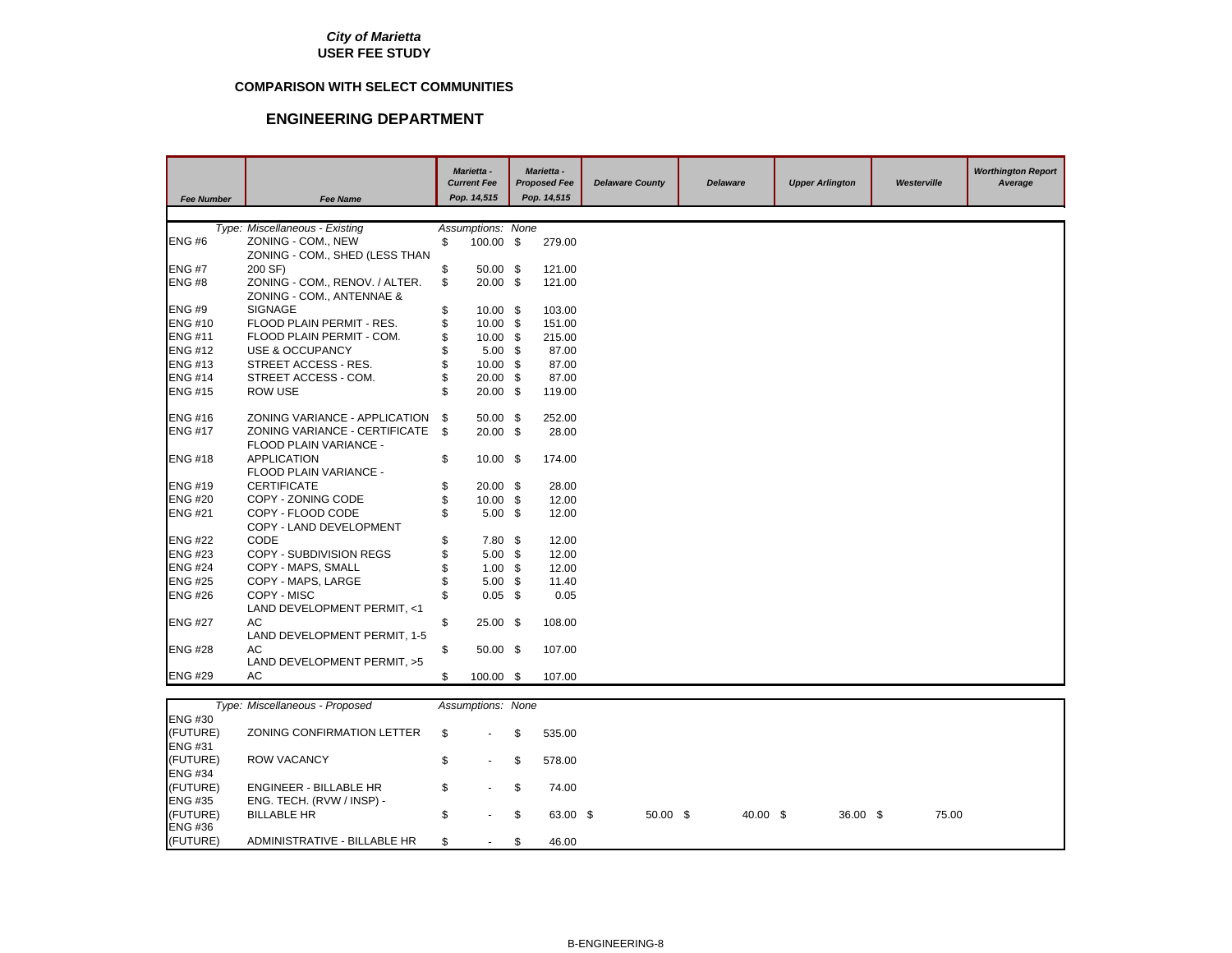*City of Marietta*
**USER FEE STUDY**

**COMPARISON WITH SELECT COMMUNITIES**

## ENGINEERING DEPARTMENT

| Fee Number | Fee Name | Marietta - Current Fee Pop. 14,515 | Marietta - Proposed Fee Pop. 14,515 | Delaware County | Delaware | Upper Arlington | Westerville | Worthington Report Average |
|---|---|---|---|---|---|---|---|---|
| | *Type: Miscellaneous - Existing* | *Assumptions: None* | | | | | | |
| ENG #6 | ZONING - COM., NEW | $ 100.00 | $ 279.00 | | | | | |
| ENG #7 | ZONING - COM., SHED (LESS THAN 200 SF) | $ 50.00 | $ 121.00 | | | | | |
| ENG #8 | ZONING - COM., RENOV. / ALTER. | $ 20.00 | $ 121.00 | | | | | |
| ENG #9 | ZONING - COM., ANTENNAE & SIGNAGE | $ 10.00 | $ 103.00 | | | | | |
| ENG #10 | FLOOD PLAIN PERMIT - RES. | $ 10.00 | $ 151.00 | | | | | |
| ENG #11 | FLOOD PLAIN PERMIT - COM. | $ 10.00 | $ 215.00 | | | | | |
| ENG #12 | USE & OCCUPANCY | $ 5.00 | $ 87.00 | | | | | |
| ENG #13 | STREET ACCESS - RES. | $ 10.00 | $ 87.00 | | | | | |
| ENG #14 | STREET ACCESS - COM. | $ 20.00 | $ 87.00 | | | | | |
| ENG #15 | ROW USE | $ 20.00 | $ 119.00 | | | | | |
| ENG #16 | ZONING VARIANCE - APPLICATION | $ 50.00 | $ 252.00 | | | | | |
| ENG #17 | ZONING VARIANCE - CERTIFICATE | $ 20.00 | $ 28.00 | | | | | |
| ENG #18 | FLOOD PLAIN VARIANCE - APPLICATION | $ 10.00 | $ 174.00 | | | | | |
| ENG #19 | FLOOD PLAIN VARIANCE - CERTIFICATE | $ 20.00 | $ 28.00 | | | | | |
| ENG #20 | COPY - ZONING CODE | $ 10.00 | $ 12.00 | | | | | |
| ENG #21 | COPY - FLOOD CODE | $ 5.00 | $ 12.00 | | | | | |
| ENG #22 | COPY - LAND DEVELOPMENT CODE | $ 7.80 | $ 12.00 | | | | | |
| ENG #23 | COPY - SUBDIVISION REGS | $ 5.00 | $ 12.00 | | | | | |
| ENG #24 | COPY - MAPS, SMALL | $ 1.00 | $ 12.00 | | | | | |
| ENG #25 | COPY - MAPS, LARGE | $ 5.00 | $ 11.40 | | | | | |
| ENG #26 | COPY - MISC | $ 0.05 | $ 0.05 | | | | | |
| ENG #27 | LAND DEVELOPMENT PERMIT, <1 AC | $ 25.00 | $ 108.00 | | | | | |
| ENG #28 | LAND DEVELOPMENT PERMIT, 1-5 AC | $ 50.00 | $ 107.00 | | | | | |
| ENG #29 | LAND DEVELOPMENT PERMIT, >5 AC | $ 100.00 | $ 107.00 | | | | | |
| | *Type: Miscellaneous - Proposed* | *Assumptions: None* | | | | | | |
| ENG #30 (FUTURE) | ZONING CONFIRMATION LETTER | $ - | $ 535.00 | | | | | |
| ENG #31 (FUTURE) | ROW VACANCY | $ - | $ 578.00 | | | | | |
| ENG #34 (FUTURE) | ENGINEER - BILLABLE HR | $ - | $ 74.00 | | | | | |
| ENG #35 (FUTURE) | ENG. TECH. (RVW / INSP) - BILLABLE HR | $ - | $ 63.00 | $ 50.00 | $ 40.00 | $ 36.00 | $ 75.00 | |
| ENG #36 (FUTURE) | ADMINISTRATIVE - BILLABLE HR | $ - | $ 46.00 | | | | | |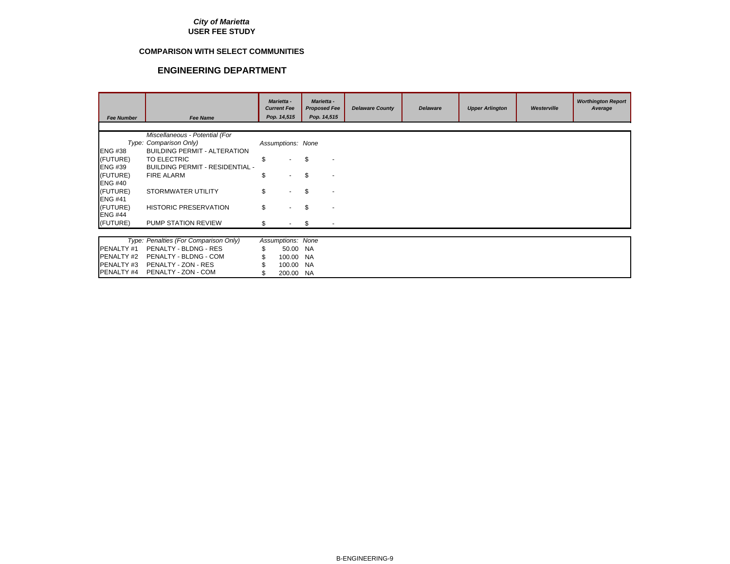*City of Marietta*
**USER FEE STUDY**

**COMPARISON WITH SELECT COMMUNITIES**

## ENGINEERING DEPARTMENT

| Fee Number | Fee Name | Marietta - Current Fee Pop. 14,515 | Marietta - Proposed Fee Pop. 14,515 | Delaware County | Delaware | Upper Arlington | Westerville | Worthington Report Average |
|---|---|---|---|---|---|---|---|---|
| *Type:* | *Miscellaneous - Potential (For Comparison Only)* | *Assumptions:* | *None* | | | | | |
| ENG #38 (FUTURE) | BUILDING PERMIT - ALTERATION TO ELECTRIC | $ - | $ - | | | | | |
| ENG #39 (FUTURE) | BUILDING PERMIT - RESIDENTIAL - FIRE ALARM | $ - | $ - | | | | | |
| ENG #40 (FUTURE) | STORMWATER UTILITY | $ - | $ - | | | | | |
| ENG #41 (FUTURE) | HISTORIC PRESERVATION | $ - | $ - | | | | | |
| ENG #44 (FUTURE) | PUMP STATION REVIEW | $ - | $ - | | | | | |
| *Type:* | *Penalties (For Comparison Only)* | *Assumptions:* | *None* | | | | | |
| PENALTY #1 | PENALTY - BLDNG - RES | $ 50.00 | NA | | | | | |
| PENALTY #2 | PENALTY - BLDNG - COM | $ 100.00 | NA | | | | | |
| PENALTY #3 | PENALTY - ZON - RES | $ 100.00 | NA | | | | | |
| PENALTY #4 | PENALTY - ZON - COM | $ 200.00 | NA | | | | | |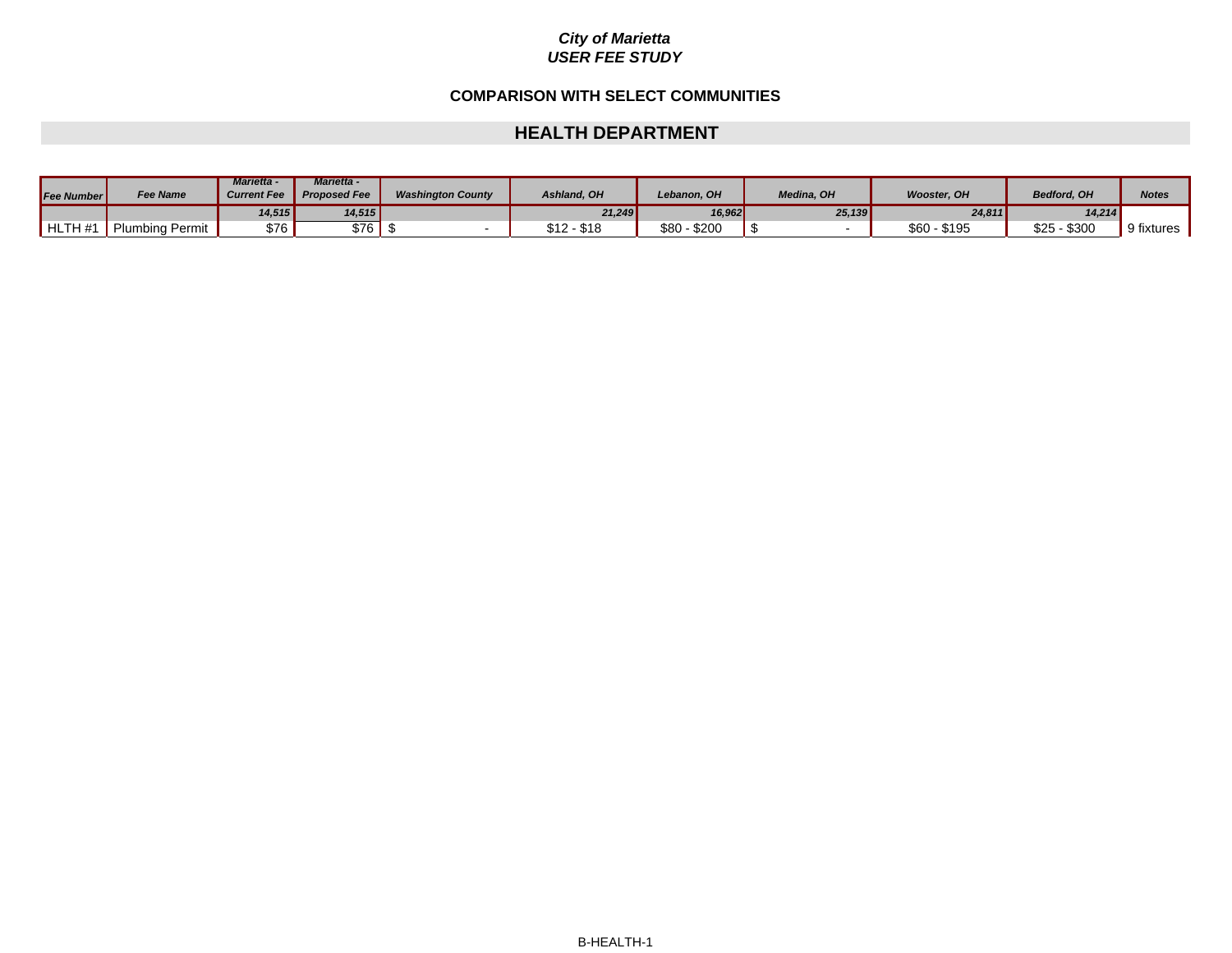*City of Marietta*
*USER FEE STUDY*

**COMPARISON WITH SELECT COMMUNITIES**

## HEALTH DEPARTMENT

| *Fee Number* | *Fee Name* | *Marietta - Current Fee* | *Marietta - Proposed Fee* | *Washington County* | *Ashland, OH* | *Lebanon, OH* | *Medina, OH* | *Wooster, OH* | *Bedford, OH* | *Notes* |
|---|---|---|---|---|---|---|---|---|---|---|
| | | *14,515* | *14,515* | | *21,249* | *16,962* | *25,139* | *24,811* | *14,214* | |
| HLTH #1 | Plumbing Permit | $76 | $76 | $ - | $12 - $18 | $80 - $200 | $ - | $60 - $195 | $25 - $300 | 9 fixtures |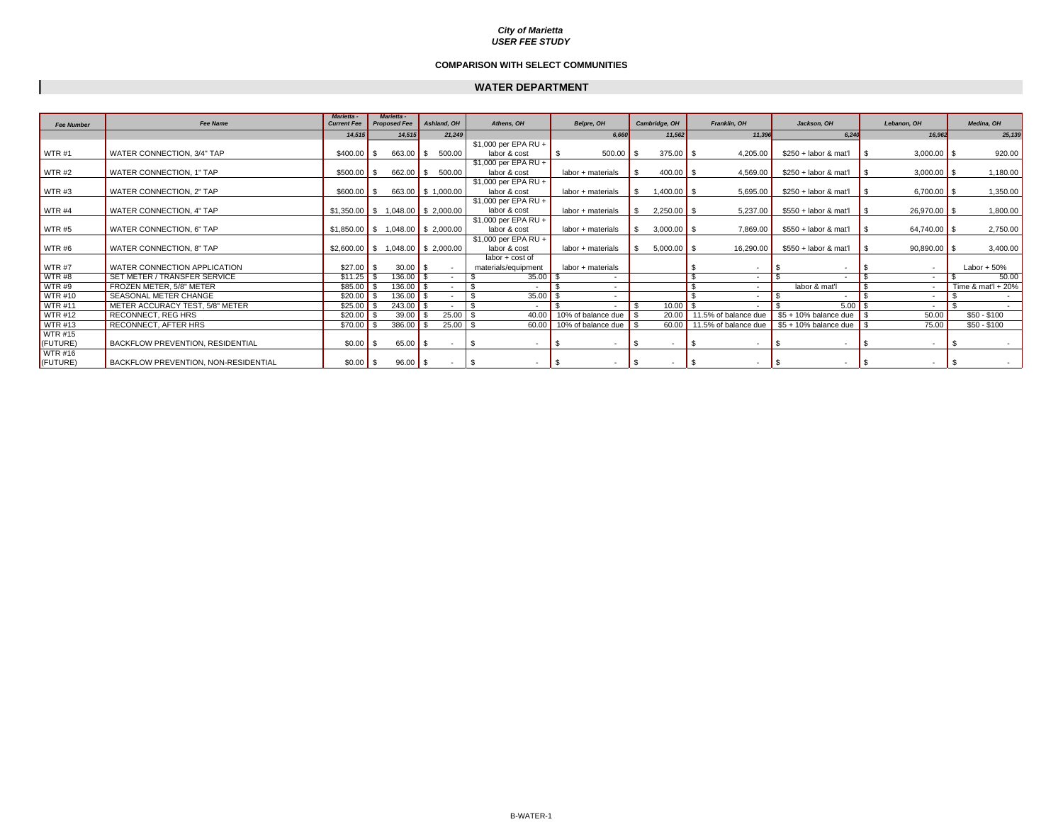***City of Marietta***
***USER FEE STUDY***

**COMPARISON WITH SELECT COMMUNITIES**

## WATER DEPARTMENT

| Fee Number | Fee Name | Marietta - Current Fee | Marietta - Proposed Fee | Ashland, OH | Athens, OH | Belpre, OH | Cambridge, OH | Franklin, OH | Jackson, OH | Lebanon, OH | Medina, OH |
|---|---|---|---|---|---|---|---|---|---|---|---|
| | | 14,515 | 14,515 | 21,249 | | 6,660 | 11,562 | 11,396 | 6,240 | 16,962 | 25,139 |
| WTR #1 | WATER CONNECTION, 3/4" TAP | $400.00 | $ 663.00 | $ 500.00 | $1,000 per EPA RU + labor & cost | $ 500.00 | $ 375.00 | $ 4,205.00 | $250 + labor & mat'l | $ 3,000.00 | $ 920.00 |
| WTR #2 | WATER CONNECTION, 1" TAP | $500.00 | $ 662.00 | $ 500.00 | $1,000 per EPA RU + labor & cost | labor + materials | $ 400.00 | $ 4,569.00 | $250 + labor & mat'l | $ 3,000.00 | $ 1,180.00 |
| WTR #3 | WATER CONNECTION, 2" TAP | $600.00 | $ 663.00 | $ 1,000.00 | $1,000 per EPA RU + labor & cost | labor + materials | $ 1,400.00 | $ 5,695.00 | $250 + labor & mat'l | $ 6,700.00 | $ 1,350.00 |
| WTR #4 | WATER CONNECTION, 4" TAP | $1,350.00 | $ 1,048.00 | $ 2,000.00 | $1,000 per EPA RU + labor & cost | labor + materials | $ 2,250.00 | $ 5,237.00 | $550 + labor & mat'l | $ 26,970.00 | $ 1,800.00 |
| WTR #5 | WATER CONNECTION, 6" TAP | $1,850.00 | $ 1,048.00 | $ 2,000.00 | $1,000 per EPA RU + labor & cost | labor + materials | $ 3,000.00 | $ 7,869.00 | $550 + labor & mat'l | $ 64,740.00 | $ 2,750.00 |
| WTR #6 | WATER CONNECTION, 8" TAP | $2,600.00 | $ 1,048.00 | $ 2,000.00 | $1,000 per EPA RU + labor & cost | labor + materials | $ 5,000.00 | $ 16,290.00 | $550 + labor & mat'l | $ 90,890.00 | $ 3,400.00 |
| WTR #7 | WATER CONNECTION APPLICATION | $27.00 | $ 30.00 | $ - | labor + cost of materials/equipment | labor + materials | | $ - | $ - | $ - | Labor + 50% |
| WTR #8 | SET METER / TRANSFER SERVICE | $11.25 | $ 136.00 | $ - | $ 35.00 | $ - | | $ - | $ - | $ - | $ 50.00 |
| WTR #9 | FROZEN METER, 5/8" METER | $85.00 | $ 136.00 | $ - | $ - | $ - | | $ - | labor & mat'l | $ - | Time & mat'l + 20% |
| WTR #10 | SEASONAL METER CHANGE | $20.00 | $ 136.00 | $ - | $ 35.00 | $ - | | $ - | $ - | $ - | $ - |
| WTR #11 | METER ACCURACY TEST, 5/8" METER | $25.00 | $ 243.00 | $ - | $ - | $ - | $ 10.00 | $ - | $ 5.00 | $ - | $ - |
| WTR #12 | RECONNECT, REG HRS | $20.00 | $ 39.00 | $ 25.00 | $ 40.00 | 10% of balance due | $ 20.00 | 11.5% of balance due | $5 + 10% balance due | $ 50.00 | $50 - $100 |
| WTR #13 | RECONNECT, AFTER HRS | $70.00 | $ 386.00 | $ 25.00 | $ 60.00 | 10% of balance due | $ 60.00 | 11.5% of balance due | $5 + 10% balance due | $ 75.00 | $50 - $100 |
| WTR #15 (FUTURE) | BACKFLOW PREVENTION, RESIDENTIAL | $0.00 | $ 65.00 | $ - | $ - | $ - | $ - | $ - | $ - | $ - | $ - |
| WTR #16 (FUTURE) | BACKFLOW PREVENTION, NON-RESIDENTIAL | $0.00 | $ 96.00 | $ - | $ - | $ - | $ - | $ - | $ - | $ - | $ - |

B-WATER-1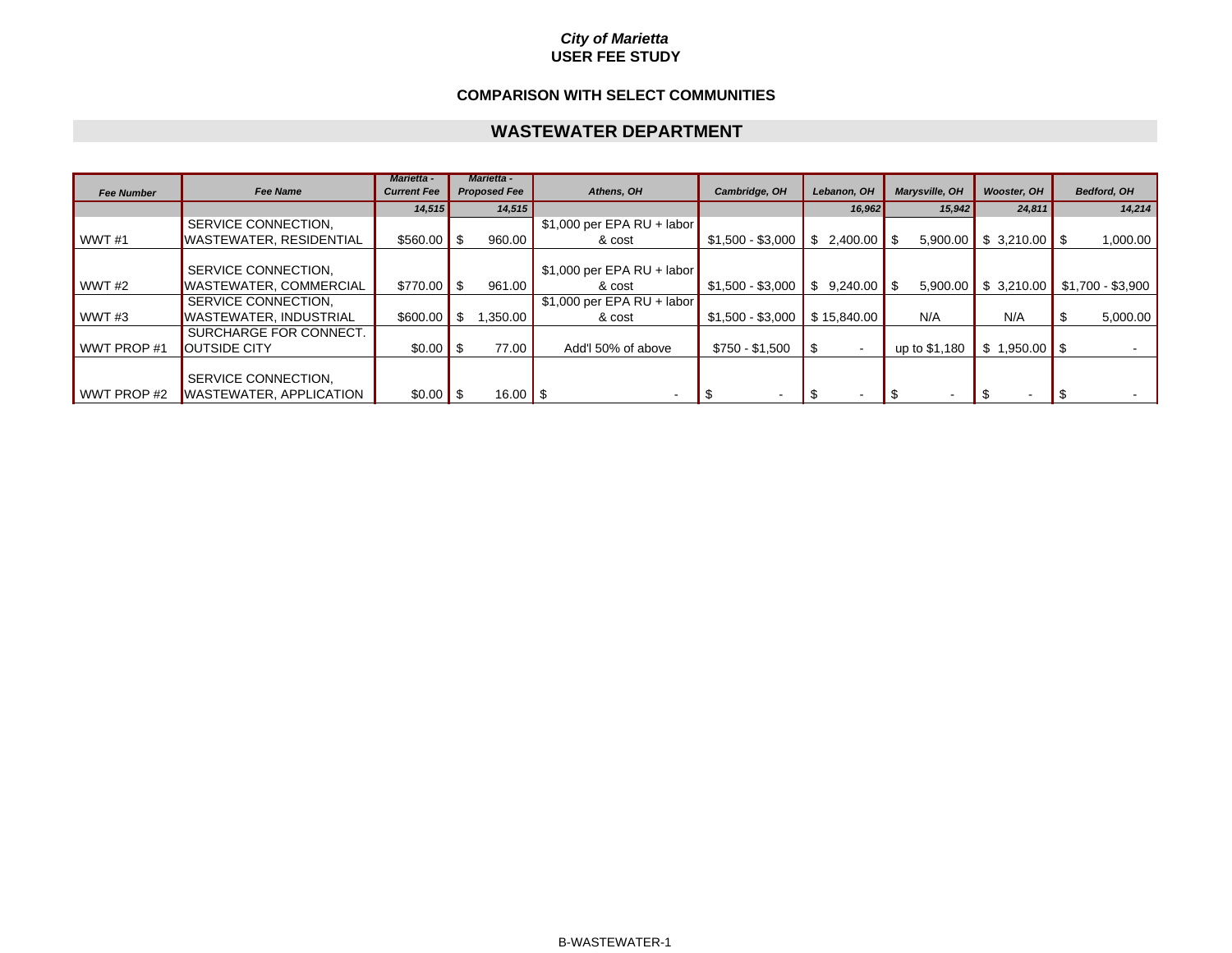*City of Marietta*
**USER FEE STUDY**

**COMPARISON WITH SELECT COMMUNITIES**

## WASTEWATER DEPARTMENT

| *Fee Number* | *Fee Name* | *Marietta - Current Fee* | *Marietta - Proposed Fee* | *Athens, OH* | *Cambridge, OH* | *Lebanon, OH* | *Marysville, OH* | *Wooster, OH* | *Bedford, OH* |
|---|---|---|---|---|---|---|---|---|---|
| | | *14,515* | *14,515* | | | *16,962* | *15,942* | *24,811* | *14,214* |
| WWT #1 | SERVICE CONNECTION, WASTEWATER, RESIDENTIAL | $560.00 | $ 960.00 | $1,000 per EPA RU + labor & cost | $1,500 - $3,000 | $ 2,400.00 | $ 5,900.00 | $ 3,210.00 | $ 1,000.00 |
| WWT #2 | SERVICE CONNECTION, WASTEWATER, COMMERCIAL | $770.00 | $ 961.00 | $1,000 per EPA RU + labor & cost | $1,500 - $3,000 | $ 9,240.00 | $ 5,900.00 | $ 3,210.00 | $1,700 - $3,900 |
| WWT #3 | SERVICE CONNECTION, WASTEWATER, INDUSTRIAL | $600.00 | $ 1,350.00 | $1,000 per EPA RU + labor & cost | $1,500 - $3,000 | $ 15,840.00 | N/A | N/A | $ 5,000.00 |
| WWT PROP #1 | SURCHARGE FOR CONNECT. OUTSIDE CITY | $0.00 | $ 77.00 | Add'l 50% of above | $750 - $1,500 | $ - | up to $1,180 | $ 1,950.00 | $ - |
| WWT PROP #2 | SERVICE CONNECTION, WASTEWATER, APPLICATION | $0.00 | $ 16.00 | $ - | $ - | $ - | $ - | $ - | $ - |

B-WASTEWATER-1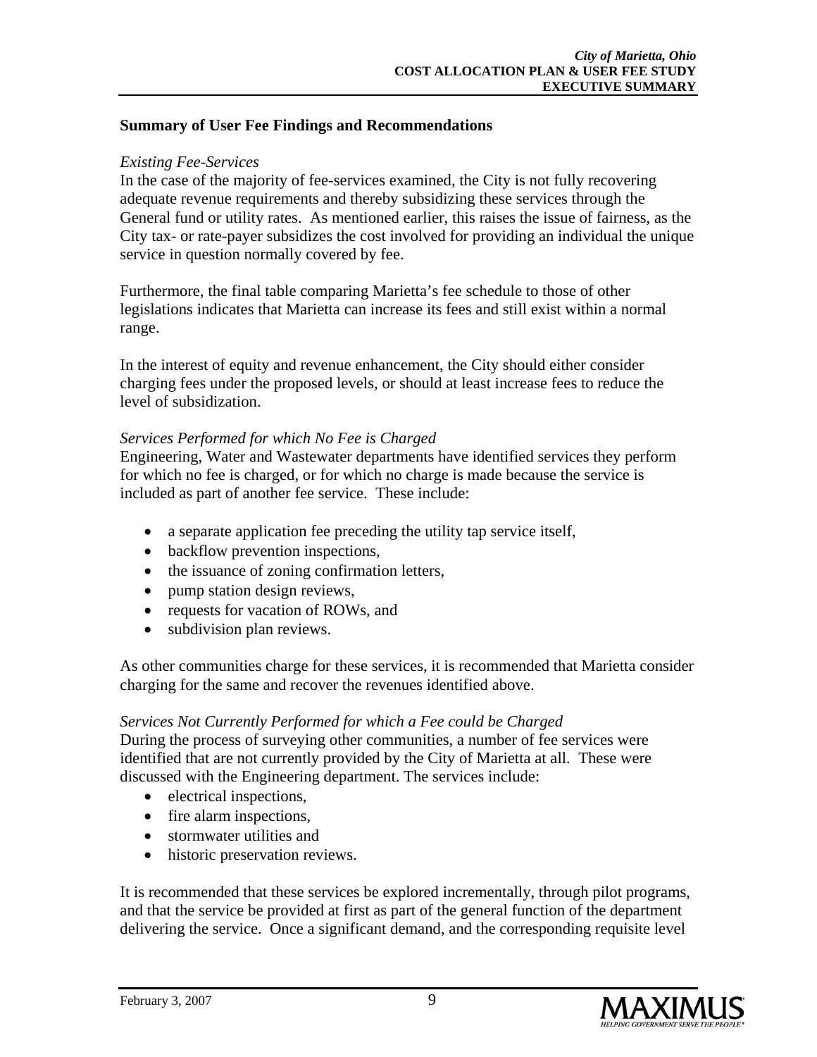### Summary of User Fee Findings and Recommendations

*Existing Fee-Services*

In the case of the majority of fee-services examined, the City is not fully recovering adequate revenue requirements and thereby subsidizing these services through the General fund or utility rates. As mentioned earlier, this raises the issue of fairness, as the City tax- or rate-payer subsidizes the cost involved for providing an individual the unique service in question normally covered by fee.

Furthermore, the final table comparing Marietta's fee schedule to those of other legislations indicates that Marietta can increase its fees and still exist within a normal range.

In the interest of equity and revenue enhancement, the City should either consider charging fees under the proposed levels, or should at least increase fees to reduce the level of subsidization.

*Services Performed for which No Fee is Charged*

Engineering, Water and Wastewater departments have identified services they perform for which no fee is charged, or for which no charge is made because the service is included as part of another fee service. These include:

- a separate application fee preceding the utility tap service itself,
- backflow prevention inspections,
- the issuance of zoning confirmation letters,
- pump station design reviews,
- requests for vacation of ROWs, and
- subdivision plan reviews.

As other communities charge for these services, it is recommended that Marietta consider charging for the same and recover the revenues identified above.

*Services Not Currently Performed for which a Fee could be Charged*

During the process of surveying other communities, a number of fee services were identified that are not currently provided by the City of Marietta at all. These were discussed with the Engineering department. The services include:

- electrical inspections,
- fire alarm inspections,
- stormwater utilities and
- historic preservation reviews.

It is recommended that these services be explored incrementally, through pilot programs, and that the service be provided at first as part of the general function of the department delivering the service. Once a significant demand, and the corresponding requisite level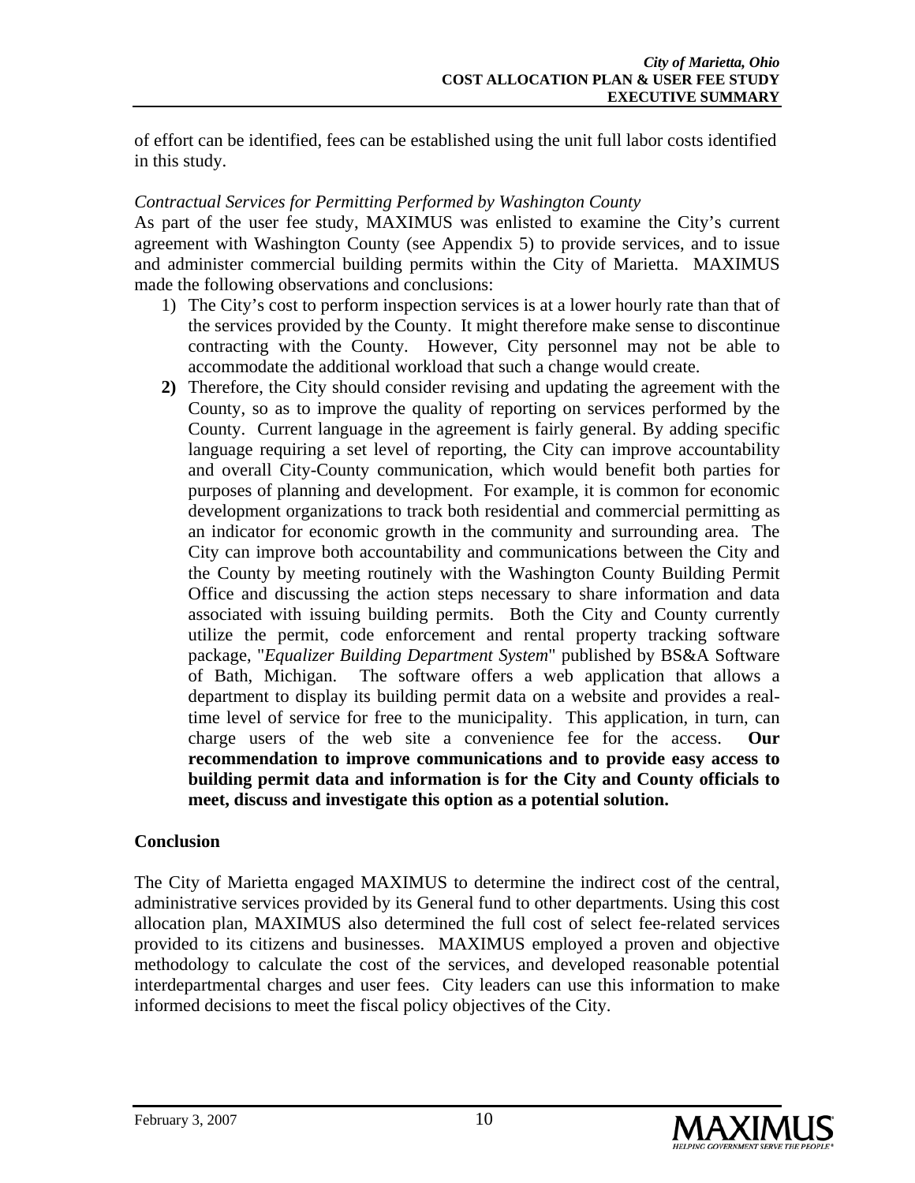of effort can be identified, fees can be established using the unit full labor costs identified in this study.

*Contractual Services for Permitting Performed by Washington County*

As part of the user fee study, MAXIMUS was enlisted to examine the City's current agreement with Washington County (see Appendix 5) to provide services, and to issue and administer commercial building permits within the City of Marietta. MAXIMUS made the following observations and conclusions:

1) The City's cost to perform inspection services is at a lower hourly rate than that of the services provided by the County. It might therefore make sense to discontinue contracting with the County. However, City personnel may not be able to accommodate the additional workload that such a change would create.
2) Therefore, the City should consider revising and updating the agreement with the County, so as to improve the quality of reporting on services performed by the County. Current language in the agreement is fairly general. By adding specific language requiring a set level of reporting, the City can improve accountability and overall City-County communication, which would benefit both parties for purposes of planning and development. For example, it is common for economic development organizations to track both residential and commercial permitting as an indicator for economic growth in the community and surrounding area. The City can improve both accountability and communications between the City and the County by meeting routinely with the Washington County Building Permit Office and discussing the action steps necessary to share information and data associated with issuing building permits. Both the City and County currently utilize the permit, code enforcement and rental property tracking software package, "*Equalizer Building Department System*" published by BS&A Software of Bath, Michigan. The software offers a web application that allows a department to display its building permit data on a website and provides a real-time level of service for free to the municipality. This application, in turn, can charge users of the web site a convenience fee for the access. **Our recommendation to improve communications and to provide easy access to building permit data and information is for the City and County officials to meet, discuss and investigate this option as a potential solution.**

**Conclusion**

The City of Marietta engaged MAXIMUS to determine the indirect cost of the central, administrative services provided by its General fund to other departments. Using this cost allocation plan, MAXIMUS also determined the full cost of select fee-related services provided to its citizens and businesses. MAXIMUS employed a proven and objective methodology to calculate the cost of the services, and developed reasonable potential interdepartmental charges and user fees. City leaders can use this information to make informed decisions to meet the fiscal policy objectives of the City.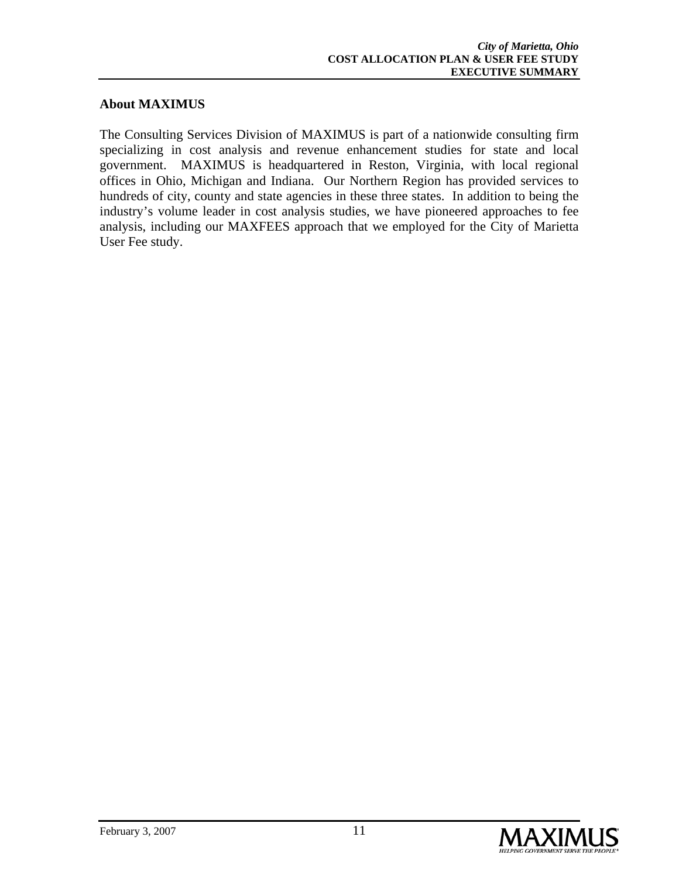## About MAXIMUS

The Consulting Services Division of MAXIMUS is part of a nationwide consulting firm specializing in cost analysis and revenue enhancement studies for state and local government. MAXIMUS is headquartered in Reston, Virginia, with local regional offices in Ohio, Michigan and Indiana. Our Northern Region has provided services to hundreds of city, county and state agencies in these three states. In addition to being the industry's volume leader in cost analysis studies, we have pioneered approaches to fee analysis, including our MAXFEES approach that we employed for the City of Marietta User Fee study.